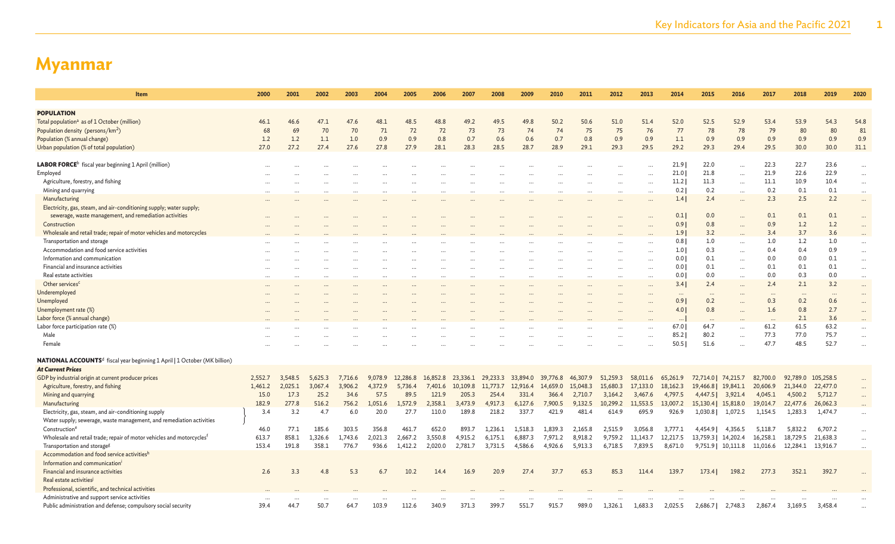# Myanmar

| Item | 2000 | 2001 | 2002 | 2003 | 2004 | 2005 | 2006 | 2007 | 2008 | 2009 | 2010 | 2011 | 2012 | 2013 | 2014 | 2015 | 2016 | 2017 | 2018 | 2019 | 2020 |
|---|---|---|---|---|---|---|---|---|---|---|---|---|---|---|---|---|---|---|---|---|---|
| **POPULATION** | | | | | | | | | | | | | | | | | | | | | |
| Total population[a] as of 1 October (million) | 46.1 | 46.6 | 47.1 | 47.6 | 48.1 | 48.5 | 48.8 | 49.2 | 49.5 | 49.8 | 50.2 | 50.6 | 51.0 | 51.4 | 52.0 | 52.5 | 52.9 | 53.4 | 53.9 | 54.3 | 54.8 |
| Population density (persons/km$^2$) | 68 | 69 | 70 | 70 | 71 | 72 | 72 | 73 | 73 | 74 | 74 | 75 | 75 | 76 | 77 | 78 | 78 | 79 | 80 | 80 | 81 |
| Population (% annual change) | 1.2 | 1.2 | 1.1 | 1.0 | 0.9 | 0.9 | 0.8 | 0.7 | 0.6 | 0.6 | 0.7 | 0.8 | 0.9 | 0.9 | 1.1 | 0.9 | 0.9 | 0.9 | 0.9 | 0.9 | 0.9 |
| Urban population (% of total population) | 27.0 | 27.2 | 27.4 | 27.6 | 27.8 | 27.9 | 28.1 | 28.3 | 28.5 | 28.7 | 28.9 | 29.1 | 29.3 | 29.5 | 29.2 | 29.3 | 29.4 | 29.5 | 30.0 | 30.0 | 31.1 |
| **LABOR FORCE**[b] fiscal year beginning 1 April (million) | … | … | … | … | … | … | … | … | … | … | … | … | … | … | 21.9 \| | 22.0 | … | 22.3 | 22.7 | 23.6 | … |
| Employed | … | … | … | … | … | … | … | … | … | … | … | … | … | … | 21.0 \| | 21.8 | … | 21.9 | 22.6 | 22.9 | … |
| Agriculture, forestry, and fishing | … | … | … | … | … | … | … | … | … | … | … | … | … | … | 11.2 \| | 11.3 | … | 11.1 | 10.9 | 10.4 | … |
| Mining and quarrying | … | … | … | … | … | … | … | … | … | … | … | … | … | … | 0.2 \| | 0.2 | … | 0.2 | 0.1 | 0.1 | … |
| Manufacturing | … | … | … | … | … | … | … | … | … | … | … | … | … | … | 1.4 \| | 2.4 | … | 2.3 | 2.5 | 2.2 | … |
| Electricity, gas, steam, and air-conditioning supply; water supply; sewerage, waste management, and remediation activities | … | … | … | … | … | … | … | … | … | … | … | … | … | … | 0.1 \| | 0.0 | … | 0.1 | 0.1 | 0.1 | … |
| Construction | … | … | … | … | … | … | … | … | … | … | … | … | … | … | 0.9 \| | 0.8 | … | 0.9 | 1.2 | 1.2 | … |
| Wholesale and retail trade; repair of motor vehicles and motorcycles | … | … | … | … | … | … | … | … | … | … | … | … | … | … | 1.9 \| | 3.2 | … | 3.4 | 3.7 | 3.6 | … |
| Transportation and storage | … | … | … | … | … | … | … | … | … | … | … | … | … | … | 0.8 \| | 1.0 | … | 1.0 | 1.2 | 1.0 | … |
| Accommodation and food service activities | … | … | … | … | … | … | … | … | … | … | … | … | … | … | 1.0 \| | 0.3 | … | 0.4 | 0.4 | 0.9 | … |
| Information and communication | … | … | … | … | … | … | … | … | … | … | … | … | … | … | 0.0 \| | 0.1 | … | 0.0 | 0.0 | 0.1 | … |
| Financial and insurance activities | … | … | … | … | … | … | … | … | … | … | … | … | … | … | 0.0 \| | 0.1 | … | 0.1 | 0.1 | 0.1 | … |
| Real estate activities | … | … | … | … | … | … | … | … | … | … | … | … | … | … | 0.0 \| | 0.0 | … | 0.0 | 0.3 | 0.0 | … |
| Other services[c] | … | … | … | … | … | … | … | … | … | … | … | … | … | … | 3.4 \| | 2.4 | … | 2.4 | 2.1 | 3.2 | … |
| Underemployed | … | … | … | … | … | … | … | … | … | … | … | … | … | … | … | … | … | … | … | … | … |
| Unemployed | … | … | … | … | … | … | … | … | … | … | … | … | … | … | 0.9 \| | 0.2 | … | 0.3 | 0.2 | 0.6 | … |
| Unemployment rate (%) | … | … | … | … | … | … | … | … | … | … | … | … | … | … | 4.0 \| | 0.8 | … | 1.6 | 0.8 | 2.7 | … |
| Labor force (% annual change) | … | … | … | … | … | … | … | … | … | … | … | … | … | … | … \| | … | … | … | 2.1 | 3.6 | … |
| Labor force participation rate (%) | … | … | … | … | … | … | … | … | … | … | … | … | … | … | 67.0 \| | 64.7 | … | 61.2 | 61.5 | 63.2 | … |
| Male | … | … | … | … | … | … | … | … | … | … | … | … | … | … | 85.2 \| | 80.2 | … | 77.3 | 77.0 | 75.7 | … |
| Female | … | … | … | … | … | … | … | … | … | … | … | … | … | … | 50.5 \| | 51.6 | … | 47.7 | 48.5 | 52.7 | … |
| **NATIONAL ACCOUNTS**[d] fiscal year beginning 1 April \| 1 October (MK billion) | | | | | | | | | | | | | | | | | | | | | |
| ***At Current Prices*** | | | | | | | | | | | | | | | | | | | | | |
| GDP by industrial origin at current producer prices | 2,552.7 | 3,548.5 | 5,625.3 | 7,716.6 | 9,078.9 | 12,286.8 | 16,852.8 | 23,336.1 | 29,233.3 | 33,894.0 | 39,776.8 | 46,307.9 | 51,259.3 | 58,011.6 | 65,261.9 | 72,714.0 \| | 74,215.7 | 82,700.0 | 92,789.0 | 105,258.5 | … |
| Agriculture, forestry, and fishing | 1,461.2 | 2,025.1 | 3,067.4 | 3,906.2 | 4,372.9 | 5,736.4 | 7,401.6 | 10,109.8 | 11,773.7 | 12,916.4 | 14,659.0 | 15,048.3 | 15,680.3 | 17,133.0 | 18,162.3 | 19,466.8 \| | 19,841.1 | 20,606.9 | 21,344.0 | 22,477.0 | … |
| Mining and quarrying | 15.0 | 17.3 | 25.2 | 34.6 | 57.5 | 89.5 | 121.9 | 205.3 | 254.4 | 331.4 | 366.4 | 2,710.7 | 3,164.2 | 3,467.6 | 4,797.5 | 4,447.5 \| | 3,921.4 | 4,045.1 | 4,500.2 | 5,712.7 | … |
| Manufacturing | 182.9 | 277.8 | 516.2 | 756.2 | 1,051.6 | 1,572.9 | 2,358.1 | 3,473.9 | 4,917.3 | 6,127.6 | 7,900.5 | 9,132.5 | 10,299.2 | 11,553.5 | 13,007.2 | 15,130.4 \| | 15,818.0 | 19,014.7 | 22,477.6 | 26,062.3 | … |
| Electricity, gas, steam, and air-conditioning supply; Water supply; sewerage, waste management, and remediation activities | 3.4 | 3.2 | 4.7 | 6.0 | 20.0 | 27.7 | 110.0 | 189.8 | 218.2 | 337.7 | 421.9 | 481.4 | 614.9 | 695.9 | 926.9 | 1,030.8 \| | 1,072.5 | 1,154.5 | 1,283.3 | 1,474.7 | … |
| Construction[e] | 46.0 | 77.1 | 185.6 | 303.5 | 356.8 | 461.7 | 652.0 | 893.7 | 1,236.1 | 1,518.3 | 1,839.3 | 2,165.8 | 2,515.9 | 3,056.8 | 3,777.1 | 4,454.9 \| | 4,356.5 | 5,118.7 | 5,832.2 | 6,707.2 | … |
| Wholesale and retail trade; repair of motor vehicles and motorcycles[f] | 613.7 | 858.1 | 1,326.6 | 1,743.6 | 2,021.3 | 2,667.2 | 3,550.8 | 4,915.2 | 6,175.1 | 6,887.3 | 7,971.2 | 8,918.2 | 9,759.2 | 11,143.7 | 12,217.5 | 13,759.3 \| | 14,202.4 | 16,258.1 | 18,729.5 | 21,638.3 | … |
| Transportation and storage[g] | 153.4 | 191.8 | 358.1 | 776.7 | 936.6 | 1,412.2 | 2,020.0 | 2,781.7 | 3,731.5 | 4,586.6 | 4,926.6 | 5,913.3 | 6,718.5 | 7,839.5 | 8,671.0 | 9,751.9 \| | 10,111.8 | 11,016.6 | 12,284.1 | 13,916.7 | … |
| Accommodation and food service activities[h] | | | | | | | | | | | | | | | | | | | | | |
| Information and communication[i] | | | | | | | | | | | | | | | | | | | | | |
| Financial and insurance activities | 2.6 | 3.3 | 4.8 | 5.3 | 6.7 | 10.2 | 14.4 | 16.9 | 20.9 | 27.4 | 37.7 | 65.3 | 85.3 | 114.4 | 139.7 | 173.4 \| | 198.2 | 277.3 | 352.1 | 392.7 | … |
| Real estate activities[j] | | | | | | | | | | | | | | | | | | | | | |
| Professional, scientific, and technical activities | … | … | … | … | … | … | … | … | … | … | … | … | … | … | … | … | … | … | … | … | … |
| Administrative and support service activities | … | … | … | … | … | … | … | … | … | … | … | … | … | … | … | … | … | … | … | … | … |
| Public administration and defense; compulsory social security | 39.4 | 44.7 | 50.7 | 64.7 | 103.9 | 112.6 | 340.9 | 371.3 | 399.7 | 551.7 | 915.7 | 989.0 | 1,326.1 | 1,683.3 | 2,025.5 | 2,686.7 \| | 2,748.3 | 2,867.4 | 3,169.5 | 3,458.4 | … |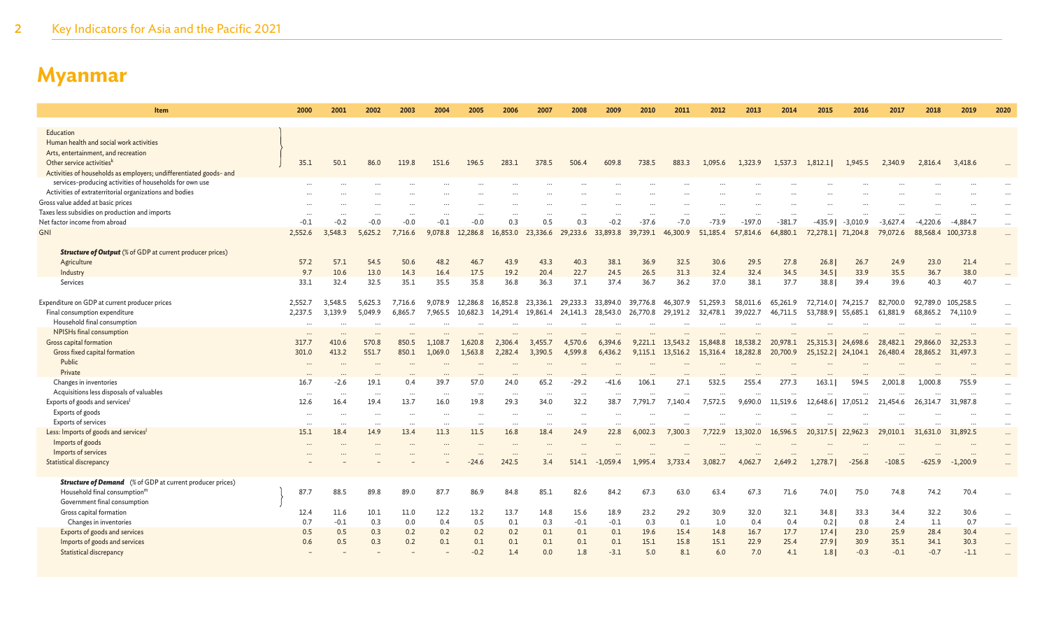# Myanmar

| Item | 2000 | 2001 | 2002 | 2003 | 2004 | 2005 | 2006 | 2007 | 2008 | 2009 | 2010 | 2011 | 2012 | 2013 | 2014 | 2015 | 2016 | 2017 | 2018 | 2019 | 2020 |
|---|---|---|---|---|---|---|---|---|---|---|---|---|---|---|---|---|---|---|---|---|---|
| Education / Human health and social work activities / Arts, entertainment, and recreation / Other service activities[k] | 35.1 | 50.1 | 86.0 | 119.8 | 151.6 | 196.5 | 283.1 | 378.5 | 506.4 | 609.8 | 738.5 | 883.3 | 1,095.6 | 1,323.9 | 1,537.3 | 1,812.1 | 1,945.5 | 2,340.9 | 2,816.4 | 3,418.6 | ... |
| Activities of households as employers; undifferentiated goods- and services-producing activities of households for own use | ... | ... | ... | ... | ... | ... | ... | ... | ... | ... | ... | ... | ... | ... | ... | ... | ... | ... | ... | ... | ... |
| Activities of extraterritorial organizations and bodies | ... | ... | ... | ... | ... | ... | ... | ... | ... | ... | ... | ... | ... | ... | ... | ... | ... | ... | ... | ... | ... |
| Gross value added at basic prices | ... | ... | ... | ... | ... | ... | ... | ... | ... | ... | ... | ... | ... | ... | ... | ... | ... | ... | ... | ... | ... |
| Taxes less subsidies on production and imports | ... | ... | ... | ... | ... | ... | ... | ... | ... | ... | ... | ... | ... | ... | ... | ... | ... | ... | ... | ... | ... |
| Net factor income from abroad | -0.1 | -0.2 | -0.0 | -0.0 | -0.1 | -0.0 | 0.3 | 0.5 | 0.3 | -0.2 | -37.6 | -7.0 | -73.9 | -197.0 | -381.7 | -435.9 | -3,010.9 | -3,627.4 | -4,220.6 | -4,884.7 | ... |
| GNI | 2,552.6 | 3,548.3 | 5,625.2 | 7,716.6 | 9,078.8 | 12,286.8 | 16,853.0 | 23,336.6 | 29,233.6 | 33,893.8 | 39,739.1 | 46,300.9 | 51,185.4 | 57,814.6 | 64,880.1 | 72,278.1 | 71,204.8 | 79,072.6 | 88,568.4 | 100,373.8 | ... |
| ***Structure of Output*** (% of GDP at current producer prices) | | | | | | | | | | | | | | | | | | | | | |
| Agriculture | 57.2 | 57.1 | 54.5 | 50.6 | 48.2 | 46.7 | 43.9 | 43.3 | 40.3 | 38.1 | 36.9 | 32.5 | 30.6 | 29.5 | 27.8 | 26.8 | 26.7 | 24.9 | 23.0 | 21.4 | ... |
| Industry | 9.7 | 10.6 | 13.0 | 14.3 | 16.4 | 17.5 | 19.2 | 20.4 | 22.7 | 24.5 | 26.5 | 31.3 | 32.4 | 32.4 | 34.5 | 34.5 | 33.9 | 35.5 | 36.7 | 38.0 | ... |
| Services | 33.1 | 32.4 | 32.5 | 35.1 | 35.5 | 35.8 | 36.8 | 36.3 | 37.1 | 37.4 | 36.7 | 36.2 | 37.0 | 38.1 | 37.7 | 38.8 | 39.4 | 39.6 | 40.3 | 40.7 | ... |
| Expenditure on GDP at current producer prices | 2,552.7 | 3,548.5 | 5,625.3 | 7,716.6 | 9,078.9 | 12,286.8 | 16,852.8 | 23,336.1 | 29,233.3 | 33,894.0 | 39,776.8 | 46,307.9 | 51,259.3 | 58,011.6 | 65,261.9 | 72,714.0 | 74,215.7 | 82,700.0 | 92,789.0 | 105,258.5 | ... |
| Final consumption expenditure | 2,237.5 | 3,139.9 | 5,049.9 | 6,865.7 | 7,965.5 | 10,682.3 | 14,291.4 | 19,861.4 | 24,141.3 | 28,543.0 | 26,770.8 | 29,191.2 | 32,478.1 | 39,022.7 | 46,711.5 | 53,788.9 | 55,685.1 | 61,881.9 | 68,865.2 | 74,110.9 | ... |
| Household final consumption | ... | ... | ... | ... | ... | ... | ... | ... | ... | ... | ... | ... | ... | ... | ... | ... | ... | ... | ... | ... | ... |
| NPISHs final consumption | ... | ... | ... | ... | ... | ... | ... | ... | ... | ... | ... | ... | ... | ... | ... | ... | ... | ... | ... | ... | ... |
| Gross capital formation | 317.7 | 410.6 | 570.8 | 850.5 | 1,108.7 | 1,620.8 | 2,306.4 | 3,455.7 | 4,570.6 | 6,394.6 | 9,221.1 | 13,543.2 | 15,848.8 | 18,538.2 | 20,978.1 | 25,315.3 | 24,698.6 | 28,482.1 | 29,866.0 | 32,253.3 | ... |
| Gross fixed capital formation | 301.0 | 413.2 | 551.7 | 850.1 | 1,069.0 | 1,563.8 | 2,282.4 | 3,390.5 | 4,599.8 | 6,436.2 | 9,115.1 | 13,516.2 | 15,316.4 | 18,282.8 | 20,700.9 | 25,152.2 | 24,104.1 | 26,480.4 | 28,865.2 | 31,497.3 | ... |
| Public | ... | ... | ... | ... | ... | ... | ... | ... | ... | ... | ... | ... | ... | ... | ... | ... | ... | ... | ... | ... | ... |
| Private | ... | ... | ... | ... | ... | ... | ... | ... | ... | ... | ... | ... | ... | ... | ... | ... | ... | ... | ... | ... | ... |
| Changes in inventories | 16.7 | -2.6 | 19.1 | 0.4 | 39.7 | 57.0 | 24.0 | 65.2 | -29.2 | -41.6 | 106.1 | 27.1 | 532.5 | 255.4 | 277.3 | 163.1 | 594.5 | 2,001.8 | 1,000.8 | 755.9 | ... |
| Acquisitions less disposals of valuables | ... | ... | ... | ... | ... | ... | ... | ... | ... | ... | ... | ... | ... | ... | ... | ... | ... | ... | ... | ... | ... |
| Exports of goods and services[l] | 12.6 | 16.4 | 19.4 | 13.7 | 16.0 | 19.8 | 29.3 | 34.0 | 32.2 | 38.7 | 7,791.7 | 7,140.4 | 7,572.5 | 9,690.0 | 11,519.6 | 12,648.6 | 17,051.2 | 21,454.6 | 26,314.7 | 31,987.8 | ... |
| Exports of goods | ... | ... | ... | ... | ... | ... | ... | ... | ... | ... | ... | ... | ... | ... | ... | ... | ... | ... | ... | ... | ... |
| Exports of services | ... | ... | ... | ... | ... | ... | ... | ... | ... | ... | ... | ... | ... | ... | ... | ... | ... | ... | ... | ... | ... |
| Less: Imports of goods and services[l] | 15.1 | 18.4 | 14.9 | 13.4 | 11.3 | 11.5 | 16.8 | 18.4 | 24.9 | 22.8 | 6,002.3 | 7,300.3 | 7,722.9 | 13,302.0 | 16,596.5 | 20,317.5 | 22,962.3 | 29,010.1 | 31,631.0 | 31,892.5 | ... |
| Imports of goods | ... | ... | ... | ... | ... | ... | ... | ... | ... | ... | ... | ... | ... | ... | ... | ... | ... | ... | ... | ... | ... |
| Imports of services | ... | ... | ... | ... | ... | ... | ... | ... | ... | ... | ... | ... | ... | ... | ... | ... | ... | ... | ... | ... | ... |
| Statistical discrepancy | – | – | – | – | – | – | -24.6 | 242.5 | 3.4 | 514.1 | -1,059.4 | 1,995.4 | 3,733.4 | 3,082.7 | 4,062.7 | 2,649.2 | 1,278.7 | -256.8 | -108.5 | -625.9 | -1,200.9 |
| ***Structure of Demand*** (% of GDP at current producer prices) | | | | | | | | | | | | | | | | | | | | | |
| Household final consumption[m] / Government final consumption | 87.7 | 88.5 | 89.8 | 89.0 | 87.7 | 86.9 | 84.8 | 85.1 | 82.6 | 84.2 | 67.3 | 63.0 | 63.4 | 67.3 | 71.6 | 74.0 | 75.0 | 74.8 | 74.2 | 70.4 | ... |
| Gross capital formation | 12.4 | 11.6 | 10.1 | 11.0 | 12.2 | 13.2 | 13.7 | 14.8 | 15.6 | 18.9 | 23.2 | 29.2 | 30.9 | 32.0 | 32.1 | 34.8 | 33.3 | 34.4 | 32.2 | 30.6 | ... |
| Changes in inventories | 0.7 | -0.1 | 0.3 | 0.0 | 0.4 | 0.5 | 0.1 | 0.3 | -0.1 | -0.1 | 0.3 | 0.1 | 1.0 | 0.4 | 0.4 | 0.2 | 0.8 | 2.4 | 1.1 | 0.7 | ... |
| Exports of goods and services | 0.5 | 0.5 | 0.3 | 0.2 | 0.2 | 0.2 | 0.2 | 0.1 | 0.1 | 0.1 | 19.6 | 15.4 | 14.8 | 16.7 | 17.7 | 17.4 | 23.0 | 25.9 | 28.4 | 30.4 | ... |
| Imports of goods and services | 0.6 | 0.5 | 0.3 | 0.2 | 0.1 | 0.1 | 0.1 | 0.1 | 0.1 | 0.1 | 15.1 | 15.8 | 15.1 | 22.9 | 25.4 | 27.9 | 30.9 | 35.1 | 34.1 | 30.3 | ... |
| Statistical discrepancy | – | – | – | – | – | -0.2 | 1.4 | 0.0 | 1.8 | -3.1 | 5.0 | 8.1 | 6.0 | 7.0 | 4.1 | 1.8 | -0.3 | -0.1 | -0.7 | -1.1 | ... |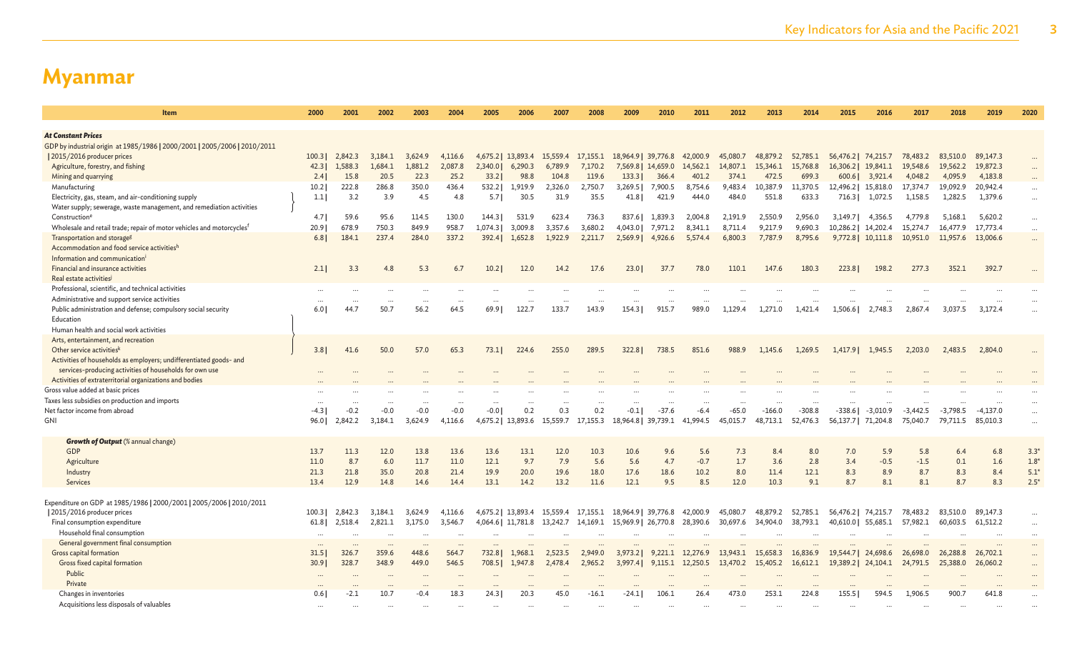# Myanmar

| Item | 2000 | 2001 | 2002 | 2003 | 2004 | 2005 | 2006 | 2007 | 2008 | 2009 | 2010 | 2011 | 2012 | 2013 | 2014 | 2015 | 2016 | 2017 | 2018 | 2019 | 2020 |
|---|---|---|---|---|---|---|---|---|---|---|---|---|---|---|---|---|---|---|---|---|---|
| ***At Constant Prices*** | | | | | | | | | | | | | | | | | | | | | |
| GDP by industrial origin at 1985/1986 \| 2000/2001 \| 2005/2006 \| 2010/2011 \| 2015/2016 producer prices | 100.3 \| | 2,842.3 | 3,184.1 | 3,624.9 | 4,116.6 | 4,675.2 \| | 13,893.4 | 15,559.4 | 17,155.1 | 18,964.9 \| | 39,776.8 | 42,000.9 | 45,080.7 | 48,879.2 | 52,785.1 | 56,476.2 \| | 74,215.7 | 78,483.2 | 83,510.0 | 89,147.3 | ... |
| Agriculture, forestry, and fishing | 42.3 \| | 1,588.3 | 1,684.1 | 1,881.2 | 2,087.8 | 2,340.0 \| | 6,290.3 | 6,789.9 | 7,170.2 | 7,569.8 \| | 14,659.0 | 14,562.1 | 14,807.1 | 15,346.1 | 15,768.8 | 16,306.2 \| | 19,841.1 | 19,548.6 | 19,562.2 | 19,872.3 | ... |
| Mining and quarrying | 2.4 \| | 15.8 | 20.5 | 22.3 | 25.2 | 33.2 \| | 98.8 | 104.8 | 119.6 | 133.3 \| | 366.4 | 401.2 | 374.1 | 472.5 | 699.3 | 600.6 \| | 3,921.4 | 4,048.2 | 4,095.9 | 4,183.8 | ... |
| Manufacturing | 10.2 \| | 222.8 | 286.8 | 350.0 | 436.4 | 532.2 \| | 1,919.9 | 2,326.0 | 2,750.7 | 3,269.5 \| | 7,900.5 | 8,754.6 | 9,483.4 | 10,387.9 | 11,370.5 | 12,496.2 \| | 15,818.0 | 17,374.7 | 19,092.9 | 20,942.4 | ... |
| Electricity, gas, steam, and air-conditioning supply; Water supply; sewerage, waste management, and remediation activities | 1.1 \| | 3.2 | 3.9 | 4.5 | 4.8 | 5.7 \| | 30.5 | 31.9 | 35.5 | 41.8 \| | 421.9 | 444.0 | 484.0 | 551.8 | 633.3 | 716.3 \| | 1,072.5 | 1,158.5 | 1,282.5 | 1,379.6 | ... |
| Construction[e] | 4.7 \| | 59.6 | 95.6 | 114.5 | 130.0 | 144.3 \| | 531.9 | 623.4 | 736.3 | 837.6 \| | 1,839.3 | 2,004.8 | 2,191.9 | 2,550.9 | 2,956.0 | 3,149.7 \| | 4,356.5 | 4,779.8 | 5,168.1 | 5,620.2 | ... |
| Wholesale and retail trade; repair of motor vehicles and motorcycles[f] | 20.9 \| | 678.9 | 750.3 | 849.9 | 958.7 | 1,074.3 \| | 3,009.8 | 3,357.6 | 3,680.2 | 4,043.0 \| | 7,971.2 | 8,341.1 | 8,711.4 | 9,217.9 | 9,690.3 | 10,286.2 \| | 14,202.4 | 15,274.7 | 16,477.9 | 17,773.4 | ... |
| Transportation and storage[g]; Accommodation and food service activities[h]; Information and communication[i] | 6.8 \| | 184.1 | 237.4 | 284.0 | 337.2 | 392.4 \| | 1,652.8 | 1,922.9 | 2,211.7 | 2,569.9 \| | 4,926.6 | 5,574.4 | 6,800.3 | 7,787.9 | 8,795.6 | 9,772.8 \| | 10,111.8 | 10,951.0 | 11,957.6 | 13,006.6 | ... |
| Financial and insurance activities; Real estate activities[j] | 2.1 \| | 3.3 | 4.8 | 5.3 | 6.7 | 10.2 \| | 12.0 | 14.2 | 17.6 | 23.0 \| | 37.7 | 78.0 | 110.1 | 147.6 | 180.3 | 223.8 \| | 198.2 | 277.3 | 352.1 | 392.7 | ... |
| Professional, scientific, and technical activities | ... | ... | ... | ... | ... | ... | ... | ... | ... | ... | ... | ... | ... | ... | ... | ... | ... | ... | ... | ... | ... |
| Administrative and support service activities | ... | ... | ... | ... | ... | ... | ... | ... | ... | ... | ... | ... | ... | ... | ... | ... | ... | ... | ... | ... | ... |
| Public administration and defense; compulsory social security | 6.0 \| | 44.7 | 50.7 | 56.2 | 64.5 | 69.9 \| | 122.7 | 133.7 | 143.9 | 154.3 \| | 915.7 | 989.0 | 1,129.4 | 1,271.0 | 1,421.4 | 1,506.6 \| | 2,748.3 | 2,867.4 | 3,037.5 | 3,172.4 | ... |
| Education; Human health and social work activities; Arts, entertainment, and recreation; Other service activities[k] | 3.8 \| | 41.6 | 50.0 | 57.0 | 65.3 | 73.1 \| | 224.6 | 255.0 | 289.5 | 322.8 \| | 738.5 | 851.6 | 988.9 | 1,145.6 | 1,269.5 | 1,417.9 \| | 1,945.5 | 2,203.0 | 2,483.5 | 2,804.0 | ... |
| Activities of households as employers; undifferentiated goods- and services-producing activities of households for own use | ... | ... | ... | ... | ... | ... | ... | ... | ... | ... | ... | ... | ... | ... | ... | ... | ... | ... | ... | ... | ... |
| Activities of extraterritorial organizations and bodies | ... | ... | ... | ... | ... | ... | ... | ... | ... | ... | ... | ... | ... | ... | ... | ... | ... | ... | ... | ... | ... |
| Gross value added at basic prices | ... | ... | ... | ... | ... | ... | ... | ... | ... | ... | ... | ... | ... | ... | ... | ... | ... | ... | ... | ... | ... |
| Taxes less subsidies on production and imports | ... | ... | ... | ... | ... | ... | ... | ... | ... | ... | ... | ... | ... | ... | ... | ... | ... | ... | ... | ... | ... |
| Net factor income from abroad | -4.3 \| | -0.2 | -0.0 | -0.0 | -0.0 | -0.0 \| | 0.2 | 0.3 | 0.2 | -0.1 \| | -37.6 | -6.4 | -65.0 | -166.0 | -308.8 | -338.6 \| | -3,010.9 | -3,442.5 | -3,798.5 | -4,137.0 | ... |
| GNI | 96.0 \| | 2,842.2 | 3,184.1 | 3,624.9 | 4,116.6 | 4,675.2 \| | 13,893.6 | 15,559.7 | 17,155.3 | 18,964.8 \| | 39,739.1 | 41,994.5 | 45,015.7 | 48,713.1 | 52,476.3 | 56,137.7 \| | 71,204.8 | 75,040.7 | 79,711.5 | 85,010.3 | ... |
| ***Growth of Output*** (% annual change) | | | | | | | | | | | | | | | | | | | | | |
| GDP | 13.7 | 11.3 | 12.0 | 13.8 | 13.6 | 13.6 | 13.1 | 12.0 | 10.3 | 10.6 | 9.6 | 5.6 | 7.3 | 8.4 | 8.0 | 7.0 | 5.9 | 5.8 | 6.4 | 6.8 | 3.3* |
| Agriculture | 11.0 | 8.7 | 6.0 | 11.7 | 11.0 | 12.1 | 9.7 | 7.9 | 5.6 | 5.6 | 4.7 | -0.7 | 1.7 | 3.6 | 2.8 | 3.4 | -0.5 | -1.5 | 0.1 | 1.6 | 1.8* |
| Industry | 21.3 | 21.8 | 35.0 | 20.8 | 21.4 | 19.9 | 20.0 | 19.6 | 18.0 | 17.6 | 18.6 | 10.2 | 8.0 | 11.4 | 12.1 | 8.3 | 8.9 | 8.7 | 8.3 | 8.4 | 5.1* |
| Services | 13.4 | 12.9 | 14.8 | 14.6 | 14.4 | 13.1 | 14.2 | 13.2 | 11.6 | 12.1 | 9.5 | 8.5 | 12.0 | 10.3 | 9.1 | 8.7 | 8.1 | 8.1 | 8.7 | 8.3 | 2.5* |
| Expenditure on GDP at 1985/1986 \| 2000/2001 \| 2005/2006 \| 2010/2011 \| 2015/2016 producer prices | 100.3 \| | 2,842.3 | 3,184.1 | 3,624.9 | 4,116.6 | 4,675.2 \| | 13,893.4 | 15,559.4 | 17,155.1 | 18,964.9 \| | 39,776.8 | 42,000.9 | 45,080.7 | 48,879.2 | 52,785.1 | 56,476.2 \| | 74,215.7 | 78,483.2 | 83,510.0 | 89,147.3 | ... |
| Final consumption expenditure | 61.8 \| | 2,518.4 | 2,821.1 | 3,175.0 | 3,546.7 | 4,064.6 \| | 11,781.8 | 13,242.7 | 14,169.1 | 15,969.9 \| | 26,770.8 | 28,390.6 | 30,697.6 | 34,904.0 | 38,793.1 | 40,610.0 \| | 55,685.1 | 57,982.1 | 60,603.5 | 61,512.2 | ... |
| Household final consumption | ... | ... | ... | ... | ... | ... | ... | ... | ... | ... | ... | ... | ... | ... | ... | ... | ... | ... | ... | ... | ... |
| General government final consumption | ... | ... | ... | ... | ... | ... | ... | ... | ... | ... | ... | ... | ... | ... | ... | ... | ... | ... | ... | ... | ... |
| Gross capital formation | 31.5 \| | 326.7 | 359.6 | 448.6 | 564.7 | 732.8 \| | 1,968.1 | 2,523.5 | 2,949.0 | 3,973.2 \| | 9,221.1 | 12,276.9 | 13,943.1 | 15,658.3 | 16,836.9 | 19,544.7 \| | 24,698.6 | 26,698.0 | 26,288.8 | 26,702.1 | ... |
| Gross fixed capital formation | 30.9 \| | 328.7 | 348.9 | 449.0 | 546.5 | 708.5 \| | 1,947.8 | 2,478.4 | 2,965.2 | 3,997.4 \| | 9,115.1 | 12,250.5 | 13,470.2 | 15,405.2 | 16,612.1 | 19,389.2 \| | 24,104.1 | 24,791.5 | 25,388.0 | 26,060.2 | ... |
| Public | ... | ... | ... | ... | ... | ... | ... | ... | ... | ... | ... | ... | ... | ... | ... | ... | ... | ... | ... | ... | ... |
| Private | ... | ... | ... | ... | ... | ... | ... | ... | ... | ... | ... | ... | ... | ... | ... | ... | ... | ... | ... | ... | ... |
| Changes in inventories | 0.6 \| | -2.1 | 10.7 | -0.4 | 18.3 | 24.3 \| | 20.3 | 45.0 | -16.1 | -24.1 \| | 106.1 | 26.4 | 473.0 | 253.1 | 224.8 | 155.5 \| | 594.5 | 1,906.5 | 900.7 | 641.8 | ... |
| Acquisitions less disposals of valuables | ... | ... | ... | ... | ... | ... | ... | ... | ... | ... | ... | ... | ... | ... | ... | ... | ... | ... | ... | ... | ... |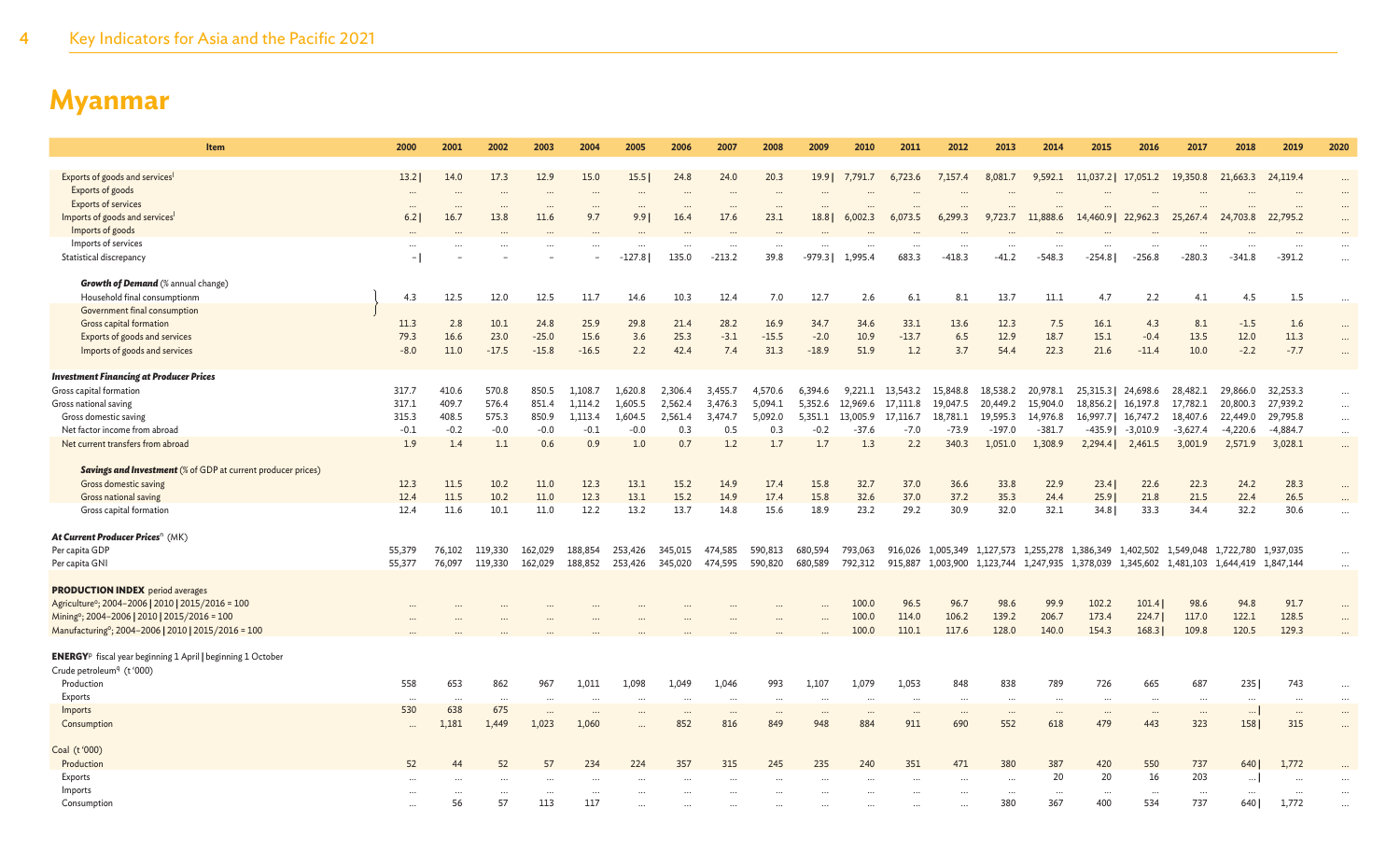# Myanmar

| Item | 2000 | 2001 | 2002 | 2003 | 2004 | 2005 | 2006 | 2007 | 2008 | 2009 | 2010 | 2011 | 2012 | 2013 | 2014 | 2015 | 2016 | 2017 | 2018 | 2019 | 2020 |
|---|---|---|---|---|---|---|---|---|---|---|---|---|---|---|---|---|---|---|---|---|---|
| Exports of goods and services[l] | 13.2 \| | 14.0 | 17.3 | 12.9 | 15.0 | 15.5 \| | 24.8 | 24.0 | 20.3 | 19.9 \| | 7,791.7 | 6,723.6 | 7,157.4 | 8,081.7 | 9,592.1 | 11,037.2 \| | 17,051.2 | 19,350.8 | 21,663.3 | 24,119.4 | ... |
| Exports of goods | ... | ... | ... | ... | ... | ... | ... | ... | ... | ... | ... | ... | ... | ... | ... | ... | ... | ... | ... | ... | ... |
| Exports of services | ... | ... | ... | ... | ... | ... | ... | ... | ... | ... | ... | ... | ... | ... | ... | ... | ... | ... | ... | ... | ... |
| Imports of goods and services[l] | 6.2 \| | 16.7 | 13.8 | 11.6 | 9.7 | 9.9 \| | 16.4 | 17.6 | 23.1 | 18.8 \| | 6,002.3 | 6,073.5 | 6,299.3 | 9,723.7 | 11,888.6 | 14,460.9 \| | 22,962.3 | 25,267.4 | 24,703.8 | 22,795.2 | ... |
| Imports of goods | ... | ... | ... | ... | ... | ... | ... | ... | ... | ... | ... | ... | ... | ... | ... | ... | ... | ... | ... | ... | ... |
| Imports of services | ... | ... | ... | ... | ... | ... | ... | ... | ... | ... | ... | ... | ... | ... | ... | ... | ... | ... | ... | ... | ... |
| Statistical discrepancy | – \| | – | – | – | – | -127.8 \| | 135.0 | -213.2 | 39.8 | -979.3 \| | 1,995.4 | 683.3 | -418.3 | -41.2 | -548.3 | -254.8 \| | -256.8 | -280.3 | -341.8 | -391.2 | ... |
| ***Growth of Demand*** (% annual change) | | | | | | | | | | | | | | | | | | | | | |
| Household final consumptionm / Government final consumption | 4.3 | 12.5 | 12.0 | 12.5 | 11.7 | 14.6 | 10.3 | 12.4 | 7.0 | 12.7 | 2.6 | 6.1 | 8.1 | 13.7 | 11.1 | 4.7 | 2.2 | 4.1 | 4.5 | 1.5 | ... |
| Gross capital formation | 11.3 | 2.8 | 10.1 | 24.8 | 25.9 | 29.8 | 21.4 | 28.2 | 16.9 | 34.7 | 34.6 | 33.1 | 13.6 | 12.3 | 7.5 | 16.1 | 4.3 | 8.1 | -1.5 | 1.6 | ... |
| Exports of goods and services | 79.3 | 16.6 | 23.0 | -25.0 | 15.6 | 3.6 | 25.3 | -3.1 | -15.5 | -2.0 | 10.9 | -13.7 | 6.5 | 12.9 | 18.7 | 15.1 | -0.4 | 13.5 | 12.0 | 11.3 | ... |
| Imports of goods and services | -8.0 | 11.0 | -17.5 | -15.8 | -16.5 | 2.2 | 42.4 | 7.4 | 31.3 | -18.9 | 51.9 | 1.2 | 3.7 | 54.4 | 22.3 | 21.6 | -11.4 | 10.0 | -2.2 | -7.7 | ... |
| ***Investment Financing at Producer Prices*** | | | | | | | | | | | | | | | | | | | | | |
| Gross capital formation | 317.7 | 410.6 | 570.8 | 850.5 | 1,108.7 | 1,620.8 | 2,306.4 | 3,455.7 | 4,570.6 | 6,394.6 | 9,221.1 | 13,543.2 | 15,848.8 | 18,538.2 | 20,978.1 | 25,315.3 \| | 24,698.6 | 28,482.1 | 29,866.0 | 32,253.3 | ... |
| Gross national saving | 317.1 | 409.7 | 576.4 | 851.4 | 1,114.2 | 1,605.5 | 2,562.4 | 3,476.3 | 5,094.1 | 5,352.6 | 12,969.6 | 17,111.8 | 19,047.5 | 20,449.2 | 15,904.0 | 18,856.2 \| | 16,197.8 | 17,782.1 | 20,800.3 | 27,939.2 | ... |
| Gross domestic saving | 315.3 | 408.5 | 575.3 | 850.9 | 1,113.4 | 1,604.5 | 2,561.4 | 3,474.7 | 5,092.0 | 5,351.1 | 13,005.9 | 17,116.7 | 18,781.1 | 19,595.3 | 14,976.8 | 16,997.7 \| | 16,747.2 | 18,407.6 | 22,449.0 | 29,795.8 | ... |
| Net factor income from abroad | -0.1 | -0.2 | -0.0 | -0.0 | -0.1 | -0.0 | 0.3 | 0.5 | 0.3 | -0.2 | -37.6 | -7.0 | -73.9 | -197.0 | -381.7 | -435.9 \| | -3,010.9 | -3,627.4 | -4,220.6 | -4,884.7 | ... |
| Net current transfers from abroad | 1.9 | 1.4 | 1.1 | 0.6 | 0.9 | 1.0 | 0.7 | 1.2 | 1.7 | 1.7 | 1.3 | 2.2 | 340.3 | 1,051.0 | 1,308.9 | 2,294.4 \| | 2,461.5 | 3,001.9 | 2,571.9 | 3,028.1 | ... |
| ***Savings and Investment*** (% of GDP at current producer prices) | | | | | | | | | | | | | | | | | | | | | |
| Gross domestic saving | 12.3 | 11.5 | 10.2 | 11.0 | 12.3 | 13.1 | 15.2 | 14.9 | 17.4 | 15.8 | 32.7 | 37.0 | 36.6 | 33.8 | 22.9 | 23.4 \| | 22.6 | 22.3 | 24.2 | 28.3 | ... |
| Gross national saving | 12.4 | 11.5 | 10.2 | 11.0 | 12.3 | 13.1 | 15.2 | 14.9 | 17.4 | 15.8 | 32.6 | 37.0 | 37.2 | 35.3 | 24.4 | 25.9 \| | 21.8 | 21.5 | 22.4 | 26.5 | ... |
| Gross capital formation | 12.4 | 11.6 | 10.1 | 11.0 | 12.2 | 13.2 | 13.7 | 14.8 | 15.6 | 18.9 | 23.2 | 29.2 | 30.9 | 32.0 | 32.1 | 34.8 \| | 33.3 | 34.4 | 32.2 | 30.6 | ... |
| ***At Current Producer Prices***[n] (MK) | | | | | | | | | | | | | | | | | | | | | |
| Per capita GDP | 55,379 | 76,102 | 119,330 | 162,029 | 188,854 | 253,426 | 345,015 | 474,585 | 590,813 | 680,594 | 793,063 | 916,026 | 1,005,349 | 1,127,573 | 1,255,278 | 1,386,349 | 1,402,502 | 1,549,048 | 1,722,780 | 1,937,035 | ... |
| Per capita GNI | 55,377 | 76,097 | 119,330 | 162,029 | 188,852 | 253,426 | 345,020 | 474,595 | 590,820 | 680,589 | 792,312 | 915,887 | 1,003,900 | 1,123,744 | 1,247,935 | 1,378,039 | 1,345,602 | 1,481,103 | 1,644,419 | 1,847,144 | ... |
| **PRODUCTION INDEX** period averages | | | | | | | | | | | | | | | | | | | | | |
| Agriculture[o]; 2004–2006 \| 2010 \| 2015/2016 = 100 | ... | ... | ... | ... | ... | ... | ... | ... | ... | ... | 100.0 | 96.5 | 96.7 | 98.6 | 99.9 | 102.2 | 101.4 \| | 98.6 | 94.8 | 91.7 | ... |
| Mining[o]; 2004–2006 \| 2010 \| 2015/2016 = 100 | ... | ... | ... | ... | ... | ... | ... | ... | ... | ... | 100.0 | 114.0 | 106.2 | 139.2 | 206.7 | 173.4 | 224.7 \| | 117.0 | 122.1 | 128.5 | ... |
| Manufacturing[o]; 2004–2006 \| 2010 \| 2015/2016 = 100 | ... | ... | ... | ... | ... | ... | ... | ... | ... | ... | 100.0 | 110.1 | 117.6 | 128.0 | 140.0 | 154.3 | 168.3 \| | 109.8 | 120.5 | 129.3 | ... |
| **ENERGY**[p] fiscal year beginning 1 April \| beginning 1 October | | | | | | | | | | | | | | | | | | | | | |
| Crude petroleum[q] (t '000) | | | | | | | | | | | | | | | | | | | | | |
| Production | 558 | 653 | 862 | 967 | 1,011 | 1,098 | 1,049 | 1,046 | 993 | 1,107 | 1,079 | 1,053 | 848 | 838 | 789 | 726 | 665 | 687 | 235 \| | 743 | ... |
| Exports | ... | ... | ... | ... | ... | ... | ... | ... | ... | ... | ... | ... | ... | ... | ... | ... | ... | ... | ... | ... | ... |
| Imports | 530 | 638 | 675 | ... | ... | ... | ... | ... | ... | ... | ... | ... | ... | ... | ... | ... | ... | ... | ... \| | ... | ... |
| Consumption | ... | 1,181 | 1,449 | 1,023 | 1,060 | ... | 852 | 816 | 849 | 948 | 884 | 911 | 690 | 552 | 618 | 479 | 443 | 323 | 158 \| | 315 | ... |
| Coal (t '000) | | | | | | | | | | | | | | | | | | | | | |
| Production | 52 | 44 | 52 | 57 | 234 | 224 | 357 | 315 | 245 | 235 | 240 | 351 | 471 | 380 | 387 | 420 | 550 | 737 | 640 \| | 1,772 | ... |
| Exports | ... | ... | ... | ... | ... | ... | ... | ... | ... | ... | ... | ... | ... | ... | 20 | 20 | 16 | 203 | ... \| | ... | ... |
| Imports | ... | ... | ... | ... | ... | ... | ... | ... | ... | ... | ... | ... | ... | ... | ... | ... | ... | ... | ... | ... | ... |
| Consumption | ... | 56 | 57 | 113 | 117 | ... | ... | ... | ... | ... | ... | ... | ... | 380 | 367 | 400 | 534 | 737 | 640 \| | 1,772 | ... |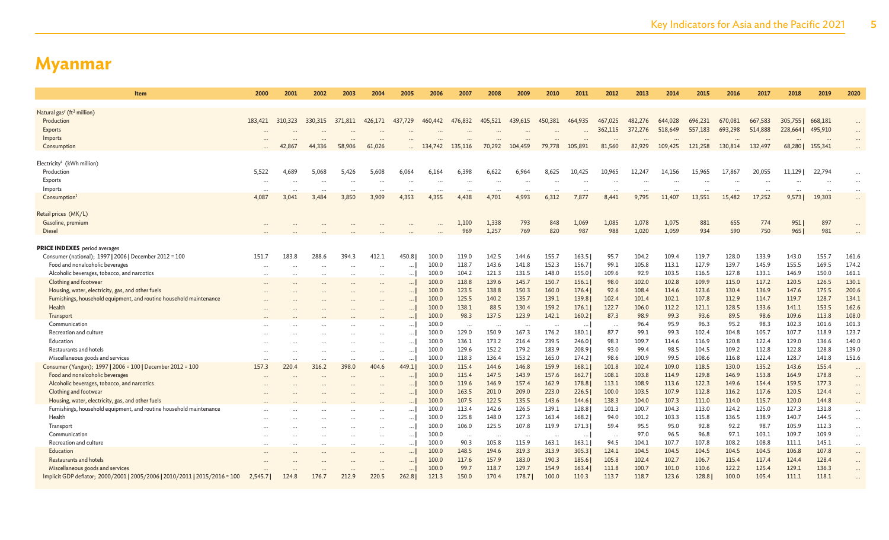# Myanmar

| Item | 2000 | 2001 | 2002 | 2003 | 2004 | 2005 | 2006 | 2007 | 2008 | 2009 | 2010 | 2011 | 2012 | 2013 | 2014 | 2015 | 2016 | 2017 | 2018 | 2019 | 2020 |
|---|---|---|---|---|---|---|---|---|---|---|---|---|---|---|---|---|---|---|---|---|---|
| Natural gas[r] ($ft^3$ million) | | | | | | | | | | | | | | | | | | | | | |
| Production | 183,421 | 310,323 | 330,315 | 371,811 | 426,171 | 437,729 | 460,442 | 476,832 | 405,521 | 439,615 | 450,381 | 464,935 | 467,025 | 482,276 | 644,028 | 696,231 | 670,081 | 667,583 | 305,755 \| | 668,181 | … |
| Exports | … | … | … | … | … | … | … | … | … | … | … | … | 362,115 | 372,276 | 518,649 | 557,183 | 693,298 | 514,888 | 228,664 \| | 495,910 | … |
| Imports | … | … | … | … | … | … | … | … | … | … | … | … | … | … | … | … | … | … | … | … | … |
| Consumption | … | 42,867 | 44,336 | 58,906 | 61,026 | … | 134,742 | 135,116 | 70,292 | 104,459 | 79,778 | 105,891 | 81,560 | 82,929 | 109,425 | 121,258 | 130,814 | 132,497 | 68,280 \| | 155,341 | … |
| Electricity[s] (kWh million) | | | | | | | | | | | | | | | | | | | | | |
| Production | 5,522 | 4,689 | 5,068 | 5,426 | 5,608 | 6,064 | 6,164 | 6,398 | 6,622 | 6,964 | 8,625 | 10,425 | 10,965 | 12,247 | 14,156 | 15,965 | 17,867 | 20,055 | 11,129 \| | 22,794 | … |
| Exports | … | … | … | … | … | … | … | … | … | … | … | … | … | … | … | … | … | … | … | … | … |
| Imports | … | … | … | … | … | … | … | … | … | … | … | … | … | … | … | … | … | … | … | … | … |
| Consumption[t] | 4,087 | 3,041 | 3,484 | 3,850 | 3,909 | 4,353 | 4,355 | 4,438 | 4,701 | 4,993 | 6,312 | 7,877 | 8,441 | 9,795 | 11,407 | 13,551 | 15,482 | 17,252 | 9,573 \| | 19,303 | … |
| Retail prices (MK/L) | | | | | | | | | | | | | | | | | | | | | |
| Gasoline, premium | … | … | … | … | … | … | … | 1,100 | 1,338 | 793 | 848 | 1,069 | 1,085 | 1,078 | 1,075 | 881 | 655 | 774 | 951 \| | 897 | … |
| Diesel | … | … | … | … | … | … | … | 969 | 1,257 | 769 | 820 | 987 | 988 | 1,020 | 1,059 | 934 | 590 | 750 | 965 \| | 981 | … |
| **PRICE INDEXES** period averages | | | | | | | | | | | | | | | | | | | | | |
| Consumer (national); 1997 \| 2006 \| December 2012 = 100 | 151.7 | 183.8 | 288.6 | 394.3 | 412.1 | 450.8 \| | 100.0 | 119.0 | 142.5 | 144.6 | 155.7 | 163.5 \| | 95.7 | 104.2 | 109.4 | 119.7 | 128.0 | 133.9 | 143.0 | 155.7 | 161.6 |
| Food and nonalcoholic beverages | … | … | … | … | … | … \| | 100.0 | 118.7 | 143.6 | 141.8 | 152.3 | 156.7 \| | 99.1 | 105.8 | 113.1 | 127.9 | 139.7 | 145.9 | 155.5 | 169.5 | 174.2 |
| Alcoholic beverages, tobacco, and narcotics | … | … | … | … | … | … \| | 100.0 | 104.2 | 121.3 | 131.5 | 148.0 | 155.0 \| | 109.6 | 92.9 | 103.5 | 116.5 | 127.8 | 133.1 | 146.9 | 150.0 | 161.1 |
| Clothing and footwear | … | … | … | … | … | … \| | 100.0 | 118.8 | 139.6 | 145.7 | 150.7 | 156.1 \| | 98.0 | 102.0 | 102.8 | 109.9 | 115.0 | 117.2 | 120.5 | 126.5 | 130.1 |
| Housing, water, electricity, gas, and other fuels | … | … | … | … | … | … \| | 100.0 | 123.5 | 138.8 | 150.3 | 160.0 | 176.4 \| | 92.6 | 108.4 | 114.6 | 123.6 | 130.4 | 136.9 | 147.6 | 175.5 | 200.6 |
| Furnishings, household equipment, and routine household maintenance | … | … | … | … | … | … \| | 100.0 | 125.5 | 140.2 | 135.7 | 139.1 | 139.8 \| | 102.4 | 101.4 | 102.1 | 107.8 | 112.9 | 114.7 | 119.7 | 128.7 | 134.1 |
| Health | … | … | … | … | … | … \| | 100.0 | 138.1 | 88.5 | 130.4 | 159.2 | 176.1 \| | 122.7 | 106.0 | 112.2 | 121.1 | 128.5 | 133.6 | 141.1 | 153.5 | 162.6 |
| Transport | … | … | … | … | … | … \| | 100.0 | 98.3 | 137.5 | 123.9 | 142.1 | 160.2 \| | 87.3 | 98.9 | 99.3 | 93.6 | 89.5 | 98.6 | 109.6 | 113.8 | 108.0 |
| Communication | … | … | … | … | … | … \| | 100.0 | … | … | … | … | … \| | … | 96.4 | 95.9 | 96.3 | 95.2 | 98.3 | 102.3 | 101.6 | 101.3 |
| Recreation and culture | … | … | … | … | … | … \| | 100.0 | 129.0 | 150.9 | 167.3 | 176.2 | 180.1 \| | 87.7 | 99.1 | 99.3 | 102.4 | 104.8 | 105.7 | 107.7 | 118.9 | 123.7 |
| Education | … | … | … | … | … | … \| | 100.0 | 136.1 | 173.2 | 216.4 | 239.5 | 246.0 \| | 98.3 | 109.7 | 114.6 | 116.9 | 120.8 | 122.4 | 129.0 | 136.6 | 140.0 |
| Restaurants and hotels | … | … | … | … | … | … \| | 100.0 | 129.6 | 152.2 | 179.2 | 183.9 | 208.9 \| | 93.0 | 99.4 | 98.5 | 104.5 | 109.2 | 112.8 | 122.8 | 128.8 | 139.0 |
| Miscellaneous goods and services | … | … | … | … | … | … \| | 100.0 | 118.3 | 136.4 | 153.2 | 165.0 | 174.2 \| | 98.6 | 100.9 | 99.5 | 108.6 | 116.8 | 122.4 | 128.7 | 141.8 | 151.6 |
| Consumer (Yangon); 1997 \| 2006 = 100 \| December 2012 = 100 | 157.3 | 220.4 | 316.2 | 398.0 | 404.6 | 449.1 \| | 100.0 | 115.4 | 144.6 | 146.8 | 159.9 | 168.1 \| | 101.8 | 102.4 | 109.0 | 118.5 | 130.0 | 135.2 | 143.6 | 155.4 | … |
| Food and nonalcoholic beverages | … | … | … | … | … | … \| | 100.0 | 115.4 | 147.5 | 143.9 | 157.6 | 162.7 \| | 108.1 | 103.8 | 114.9 | 129.8 | 146.9 | 153.8 | 164.9 | 178.8 | … |
| Alcoholic beverages, tobacco, and narcotics | … | … | … | … | … | … \| | 100.0 | 119.6 | 146.9 | 157.4 | 162.9 | 178.8 \| | 113.1 | 108.9 | 113.6 | 122.3 | 149.6 | 154.4 | 159.5 | 177.3 | … |
| Clothing and footwear | … | … | … | … | … | … \| | 100.0 | 163.5 | 201.0 | 209.0 | 223.0 | 226.5 \| | 100.0 | 103.5 | 107.9 | 112.8 | 116.2 | 117.6 | 120.5 | 124.4 | … |
| Housing, water, electricity, gas, and other fuels | … | … | … | … | … | … \| | 100.0 | 107.5 | 122.5 | 135.5 | 143.6 | 144.6 \| | 138.3 | 104.0 | 107.3 | 111.0 | 114.0 | 115.7 | 120.0 | 144.8 | … |
| Furnishings, household equipment, and routine household maintenance | … | … | … | … | … | … \| | 100.0 | 113.4 | 142.6 | 126.5 | 139.1 | 128.8 \| | 101.3 | 100.7 | 104.3 | 113.0 | 124.2 | 125.0 | 127.3 | 131.8 | … |
| Health | … | … | … | … | … | … \| | 100.0 | 125.8 | 148.0 | 127.3 | 163.4 | 168.2 \| | 94.0 | 101.2 | 103.3 | 115.8 | 136.5 | 138.9 | 140.7 | 144.5 | … |
| Transport | … | … | … | … | … | … \| | 100.0 | 106.0 | 125.5 | 107.8 | 119.9 | 171.3 \| | 59.4 | 95.5 | 95.0 | 92.8 | 92.2 | 98.7 | 105.9 | 112.3 | … |
| Communication | … | … | … | … | … | … \| | 100.0 | … | … | … | … | … \| | … | 97.0 | 96.5 | 96.8 | 97.1 | 103.1 | 109.7 | 109.9 | … |
| Recreation and culture | … | … | … | … | … | … \| | 100.0 | 90.3 | 105.8 | 115.9 | 163.1 | 163.1 \| | 94.5 | 104.1 | 107.7 | 107.8 | 108.2 | 108.8 | 111.1 | 145.1 | … |
| Education | … | … | … | … | … | … \| | 100.0 | 148.5 | 194.6 | 319.3 | 313.9 | 305.3 \| | 124.1 | 104.5 | 104.5 | 104.5 | 104.5 | 104.5 | 106.8 | 107.8 | … |
| Restaurants and hotels | … | … | … | … | … | … \| | 100.0 | 117.6 | 157.9 | 183.0 | 190.3 | 185.6 \| | 105.8 | 102.4 | 102.7 | 106.7 | 115.4 | 117.4 | 124.4 | 128.4 | … |
| Miscellaneous goods and services | … | … | … | … | … | … \| | 100.0 | 99.7 | 118.7 | 129.7 | 154.9 | 163.4 \| | 111.8 | 100.7 | 101.0 | 110.6 | 122.2 | 125.4 | 129.1 | 136.3 | … |
| Implicit GDP deflator; 2000/2001 \| 2005/2006 \| 2010/2011 \| 2015/2016 = 100 | 2,545.7 \| | 124.8 | 176.7 | 212.9 | 220.5 | 262.8 \| | 121.3 | 150.0 | 170.4 | 178.7 \| | 100.0 | 110.3 | 113.7 | 118.7 | 123.6 | 128.8 \| | 100.0 | 105.4 | 111.1 | 118.1 | … |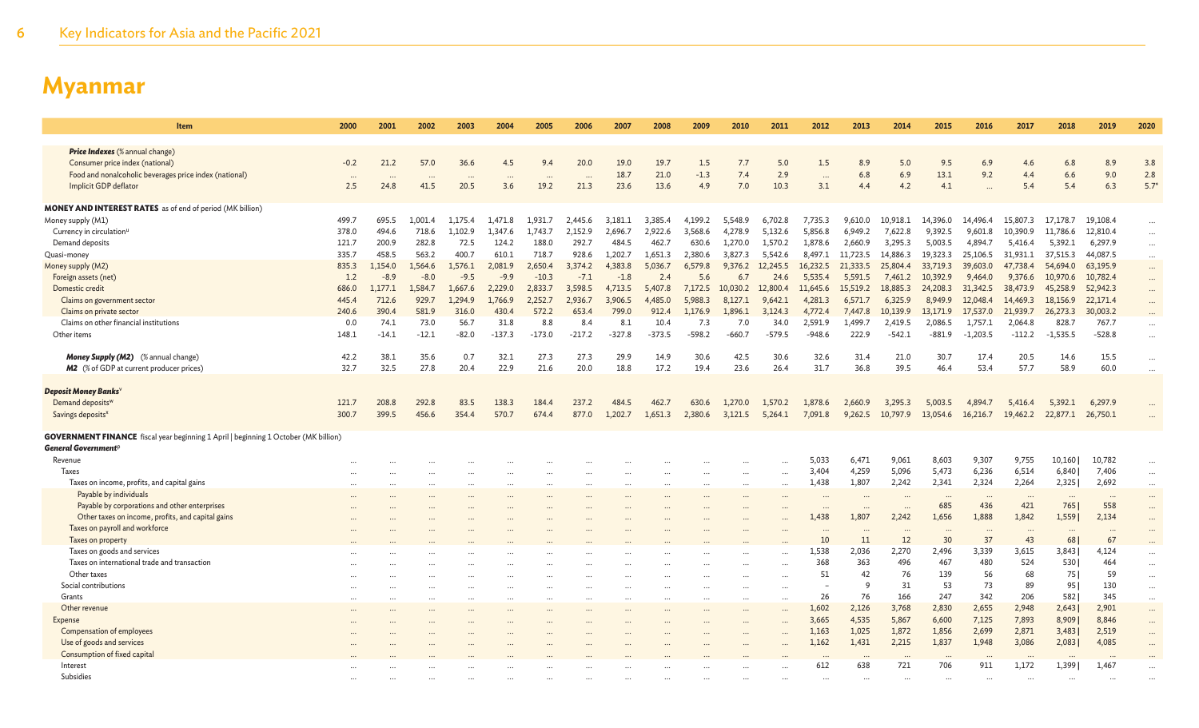# Myanmar

| Item | 2000 | 2001 | 2002 | 2003 | 2004 | 2005 | 2006 | 2007 | 2008 | 2009 | 2010 | 2011 | 2012 | 2013 | 2014 | 2015 | 2016 | 2017 | 2018 | 2019 | 2020 |
|---|---|---|---|---|---|---|---|---|---|---|---|---|---|---|---|---|---|---|---|---|---|
| ***Price Indexes*** (% annual change) | | | | | | | | | | | | | | | | | | | | | |
| Consumer price index (national) | -0.2 | 21.2 | 57.0 | 36.6 | 4.5 | 9.4 | 20.0 | 19.0 | 19.7 | 1.5 | 7.7 | 5.0 | 1.5 | 8.9 | 5.0 | 9.5 | 6.9 | 4.6 | 6.8 | 8.9 | 3.8 |
| Food and nonalcoholic beverages price index (national) | ... | ... | ... | ... | ... | ... | ... | 18.7 | 21.0 | -1.3 | 7.4 | 2.9 | ... | 6.8 | 6.9 | 13.1 | 9.2 | 4.4 | 6.6 | 9.0 | 2.8 |
| Implicit GDP deflator | 2.5 | 24.8 | 41.5 | 20.5 | 3.6 | 19.2 | 21.3 | 23.6 | 13.6 | 4.9 | 7.0 | 10.3 | 3.1 | 4.4 | 4.2 | 4.1 | ... | 5.4 | 5.4 | 6.3 | 5.7* |
| **MONEY AND INTEREST RATES** as of end of period (MK billion) | | | | | | | | | | | | | | | | | | | | | |
| Money supply (M1) | 499.7 | 695.5 | 1,001.4 | 1,175.4 | 1,471.8 | 1,931.7 | 2,445.6 | 3,181.1 | 3,385.4 | 4,199.2 | 5,548.9 | 6,702.8 | 7,735.3 | 9,610.0 | 10,918.1 | 14,396.0 | 14,496.4 | 15,807.3 | 17,178.7 | 19,108.4 | ... |
| Currency in circulation[u] | 378.0 | 494.6 | 718.6 | 1,102.9 | 1,347.6 | 1,743.7 | 2,152.9 | 2,696.7 | 2,922.6 | 3,568.6 | 4,278.9 | 5,132.6 | 5,856.8 | 6,949.2 | 7,622.8 | 9,392.5 | 9,601.8 | 10,390.9 | 11,786.6 | 12,810.4 | ... |
| Demand deposits | 121.7 | 200.9 | 282.8 | 72.5 | 124.2 | 188.0 | 292.7 | 484.5 | 462.7 | 630.6 | 1,270.0 | 1,570.2 | 1,878.6 | 2,660.9 | 3,295.3 | 5,003.5 | 4,894.7 | 5,416.4 | 5,392.1 | 6,297.9 | ... |
| Quasi-money | 335.7 | 458.5 | 563.2 | 400.7 | 610.1 | 718.7 | 928.6 | 1,202.7 | 1,651.3 | 2,380.6 | 3,827.3 | 5,542.6 | 8,497.1 | 11,723.5 | 14,886.3 | 19,323.3 | 25,106.5 | 31,931.1 | 37,515.3 | 44,087.5 | ... |
| Money supply (M2) | 835.3 | 1,154.0 | 1,564.6 | 1,576.1 | 2,081.9 | 2,650.4 | 3,374.2 | 4,383.8 | 5,036.7 | 6,579.8 | 9,376.2 | 12,245.5 | 16,232.5 | 21,333.5 | 25,804.4 | 33,719.3 | 39,603.0 | 47,738.4 | 54,694.0 | 63,195.9 | ... |
| Foreign assets (net) | 1.2 | -8.9 | -8.0 | -9.5 | -9.9 | -10.3 | -7.1 | -1.8 | 2.4 | 5.6 | 6.7 | 24.6 | 5,535.4 | 5,591.5 | 7,461.2 | 10,392.9 | 9,464.0 | 9,376.6 | 10,970.6 | 10,782.4 | ... |
| Domestic credit | 686.0 | 1,177.1 | 1,584.7 | 1,667.6 | 2,229.0 | 2,833.7 | 3,598.5 | 4,713.5 | 5,407.8 | 7,172.5 | 10,030.2 | 12,800.4 | 11,645.6 | 15,519.2 | 18,885.3 | 24,208.3 | 31,342.5 | 38,473.9 | 45,258.9 | 52,942.3 | ... |
| Claims on government sector | 445.4 | 712.6 | 929.7 | 1,294.9 | 1,766.9 | 2,252.7 | 2,936.7 | 3,906.5 | 4,485.0 | 5,988.3 | 8,127.1 | 9,642.1 | 4,281.3 | 6,571.7 | 6,325.9 | 8,949.9 | 12,048.4 | 14,469.3 | 18,156.9 | 22,171.4 | ... |
| Claims on private sector | 240.6 | 390.4 | 581.9 | 316.0 | 430.4 | 572.2 | 653.4 | 799.0 | 912.4 | 1,176.9 | 1,896.1 | 3,124.3 | 4,772.4 | 7,447.8 | 10,139.9 | 13,171.9 | 17,537.0 | 21,939.7 | 26,273.3 | 30,003.2 | ... |
| Claims on other financial institutions | 0.0 | 74.1 | 73.0 | 56.7 | 31.8 | 8.8 | 8.4 | 8.1 | 10.4 | 7.3 | 7.0 | 34.0 | 2,591.9 | 1,499.7 | 2,419.5 | 2,086.5 | 1,757.1 | 2,064.8 | 828.7 | 767.7 | ... |
| Other items | 148.1 | -14.1 | -12.1 | -82.0 | -137.3 | -173.0 | -217.2 | -327.8 | -373.5 | -598.2 | -660.7 | -579.5 | -948.6 | 222.9 | -542.1 | -881.9 | -1,203.5 | -112.2 | -1,535.5 | -528.8 | ... |
| ***Money Supply (M2)*** (% annual change) | 42.2 | 38.1 | 35.6 | 0.7 | 32.1 | 27.3 | 27.3 | 29.9 | 14.9 | 30.6 | 42.5 | 30.6 | 32.6 | 31.4 | 21.0 | 30.7 | 17.4 | 20.5 | 14.6 | 15.5 | ... |
| ***M2*** (% of GDP at current producer prices) | 32.7 | 32.5 | 27.8 | 20.4 | 22.9 | 21.6 | 20.0 | 18.8 | 17.2 | 19.4 | 23.6 | 26.4 | 31.7 | 36.8 | 39.5 | 46.4 | 53.4 | 57.7 | 58.9 | 60.0 | ... |
| ***Deposit Money Banks***[v] | | | | | | | | | | | | | | | | | | | | | |
| Demand deposits[w] | 121.7 | 208.8 | 292.8 | 83.5 | 138.3 | 184.4 | 237.2 | 484.5 | 462.7 | 630.6 | 1,270.0 | 1,570.2 | 1,878.6 | 2,660.9 | 3,295.3 | 5,003.5 | 4,894.7 | 5,416.4 | 5,392.1 | 6,297.9 | ... |
| Savings deposits[x] | 300.7 | 399.5 | 456.6 | 354.4 | 570.7 | 674.4 | 877.0 | 1,202.7 | 1,651.3 | 2,380.6 | 3,121.5 | 5,264.1 | 7,091.8 | 9,262.5 | 10,797.9 | 13,054.6 | 16,216.7 | 19,462.2 | 22,877.1 | 26,750.1 | ... |
| **GOVERNMENT FINANCE** fiscal year beginning 1 April \| beginning 1 October (MK billion) | | | | | | | | | | | | | | | | | | | | | |
| ***General Government***[p] | | | | | | | | | | | | | | | | | | | | | |
| Revenue | ... | ... | ... | ... | ... | ... | ... | ... | ... | ... | ... | ... | 5,033 | 6,471 | 9,061 | 8,603 | 9,307 | 9,755 | 10,160 \| | 10,782 | ... |
| Taxes | ... | ... | ... | ... | ... | ... | ... | ... | ... | ... | ... | ... | 3,404 | 4,259 | 5,096 | 5,473 | 6,236 | 6,514 | 6,840 \| | 7,406 | ... |
| Taxes on income, profits, and capital gains | ... | ... | ... | ... | ... | ... | ... | ... | ... | ... | ... | ... | 1,438 | 1,807 | 2,242 | 2,341 | 2,324 | 2,264 | 2,325 \| | 2,692 | ... |
| Payable by individuals | ... | ... | ... | ... | ... | ... | ... | ... | ... | ... | ... | ... | ... | ... | ... | ... | ... | ... | ... | ... | ... |
| Payable by corporations and other enterprises | ... | ... | ... | ... | ... | ... | ... | ... | ... | ... | ... | ... | ... | ... | ... | 685 | 436 | 421 | 765 \| | 558 | ... |
| Other taxes on income, profits, and capital gains | ... | ... | ... | ... | ... | ... | ... | ... | ... | ... | ... | ... | 1,438 | 1,807 | 2,242 | 1,656 | 1,888 | 1,842 | 1,559 \| | 2,134 | ... |
| Taxes on payroll and workforce | ... | ... | ... | ... | ... | ... | ... | ... | ... | ... | ... | ... | ... | ... | ... | ... | ... | ... | ... | ... | ... |
| Taxes on property | ... | ... | ... | ... | ... | ... | ... | ... | ... | ... | ... | ... | 10 | 11 | 12 | 30 | 37 | 43 | 68 \| | 67 | ... |
| Taxes on goods and services | ... | ... | ... | ... | ... | ... | ... | ... | ... | ... | ... | ... | 1,538 | 2,036 | 2,270 | 2,496 | 3,339 | 3,615 | 3,843 \| | 4,124 | ... |
| Taxes on international trade and transaction | ... | ... | ... | ... | ... | ... | ... | ... | ... | ... | ... | ... | 368 | 363 | 496 | 467 | 480 | 524 | 530 \| | 464 | ... |
| Other taxes | ... | ... | ... | ... | ... | ... | ... | ... | ... | ... | ... | ... | 51 | 42 | 76 | 139 | 56 | 68 | 75 \| | 59 | ... |
| Social contributions | ... | ... | ... | ... | ... | ... | ... | ... | ... | ... | ... | ... | – | 9 | 31 | 53 | 73 | 89 | 95 \| | 130 | ... |
| Grants | ... | ... | ... | ... | ... | ... | ... | ... | ... | ... | ... | ... | 26 | 76 | 166 | 247 | 342 | 206 | 582 \| | 345 | ... |
| Other revenue | ... | ... | ... | ... | ... | ... | ... | ... | ... | ... | ... | ... | 1,602 | 2,126 | 3,768 | 2,830 | 2,655 | 2,948 | 2,643 \| | 2,901 | ... |
| Expense | ... | ... | ... | ... | ... | ... | ... | ... | ... | ... | ... | ... | 3,665 | 4,535 | 5,867 | 6,600 | 7,125 | 7,893 | 8,909 \| | 8,846 | ... |
| Compensation of employees | ... | ... | ... | ... | ... | ... | ... | ... | ... | ... | ... | ... | 1,163 | 1,025 | 1,872 | 1,856 | 2,699 | 2,871 | 3,483 \| | 2,519 | ... |
| Use of goods and services | ... | ... | ... | ... | ... | ... | ... | ... | ... | ... | ... | ... | 1,162 | 1,431 | 2,215 | 1,837 | 1,948 | 3,086 | 2,083 \| | 4,085 | ... |
| Consumption of fixed capital | ... | ... | ... | ... | ... | ... | ... | ... | ... | ... | ... | ... | ... | ... | ... | ... | ... | ... | ... | ... | ... |
| Interest | ... | ... | ... | ... | ... | ... | ... | ... | ... | ... | ... | ... | 612 | 638 | 721 | 706 | 911 | 1,172 | 1,399 \| | 1,467 | ... |
| Subsidies | ... | ... | ... | ... | ... | ... | ... | ... | ... | ... | ... | ... | ... | ... | ... | ... | ... | ... | ... | ... | ... |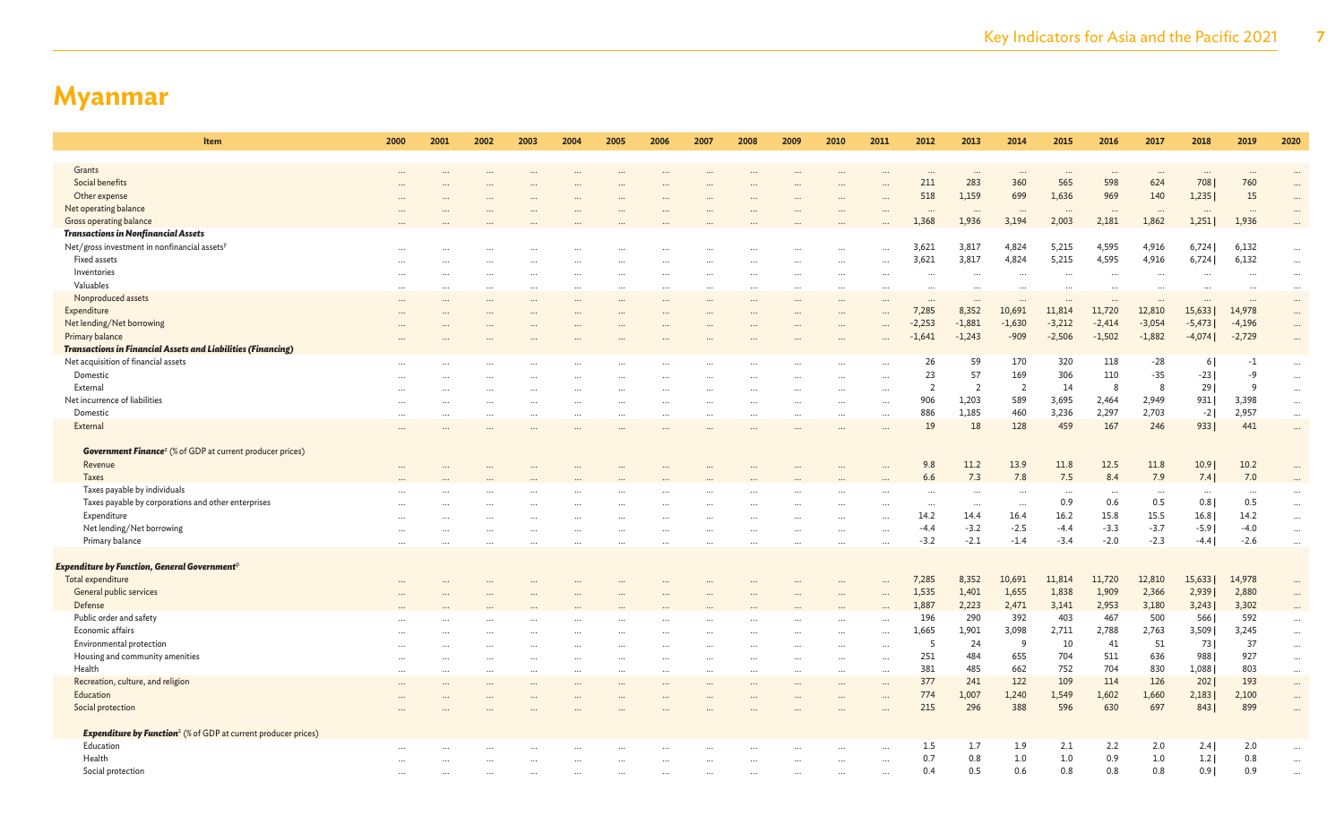# Myanmar

| Item | 2000 | 2001 | 2002 | 2003 | 2004 | 2005 | 2006 | 2007 | 2008 | 2009 | 2010 | 2011 | 2012 | 2013 | 2014 | 2015 | 2016 | 2017 | 2018 | 2019 | 2020 |
|---|---|---|---|---|---|---|---|---|---|---|---|---|---|---|---|---|---|---|---|---|---|
| Grants | ... | ... | ... | ... | ... | ... | ... | ... | ... | ... | ... | ... | ... | ... | ... | ... | ... | ... | ... | ... | ... |
| Social benefits | ... | ... | ... | ... | ... | ... | ... | ... | ... | ... | ... | ... | 211 | 283 | 360 | 565 | 598 | 624 | 708 \| | 760 | ... |
| Other expense | ... | ... | ... | ... | ... | ... | ... | ... | ... | ... | ... | ... | 518 | 1,159 | 699 | 1,636 | 969 | 140 | 1,235 \| | 15 | ... |
| Net operating balance | ... | ... | ... | ... | ... | ... | ... | ... | ... | ... | ... | ... | ... | ... | ... | ... | ... | ... | ... | ... | ... |
| Gross operating balance | ... | ... | ... | ... | ... | ... | ... | ... | ... | ... | ... | ... | 1,368 | 1,936 | 3,194 | 2,003 | 2,181 | 1,862 | 1,251 \| | 1,936 | ... |
| ***Transactions in Nonfinancial Assets*** | | | | | | | | | | | | | | | | | | | | | |
| Net/gross investment in nonfinancial assets[y] | ... | ... | ... | ... | ... | ... | ... | ... | ... | ... | ... | ... | 3,621 | 3,817 | 4,824 | 5,215 | 4,595 | 4,916 | 6,724 \| | 6,132 | ... |
| Fixed assets | ... | ... | ... | ... | ... | ... | ... | ... | ... | ... | ... | ... | 3,621 | 3,817 | 4,824 | 5,215 | 4,595 | 4,916 | 6,724 \| | 6,132 | ... |
| Inventories | ... | ... | ... | ... | ... | ... | ... | ... | ... | ... | ... | ... | ... | ... | ... | ... | ... | ... | ... | ... | ... |
| Valuables | ... | ... | ... | ... | ... | ... | ... | ... | ... | ... | ... | ... | ... | ... | ... | ... | ... | ... | ... | ... | ... |
| Nonproduced assets | ... | ... | ... | ... | ... | ... | ... | ... | ... | ... | ... | ... | ... | ... | ... | ... | ... | ... | ... | ... | ... |
| Expenditure | ... | ... | ... | ... | ... | ... | ... | ... | ... | ... | ... | ... | 7,285 | 8,352 | 10,691 | 11,814 | 11,720 | 12,810 | 15,633 \| | 14,978 | ... |
| Net lending/Net borrowing | ... | ... | ... | ... | ... | ... | ... | ... | ... | ... | ... | ... | -2,253 | -1,881 | -1,630 | -3,212 | -2,414 | -3,054 | -5,473 \| | -4,196 | ... |
| Primary balance | ... | ... | ... | ... | ... | ... | ... | ... | ... | ... | ... | ... | -1,641 | -1,243 | -909 | -2,506 | -1,502 | -1,882 | -4,074 \| | -2,729 | ... |
| ***Transactions in Financial Assets and Liabilities (Financing)*** | | | | | | | | | | | | | | | | | | | | | |
| Net acquisition of financial assets | ... | ... | ... | ... | ... | ... | ... | ... | ... | ... | ... | ... | 26 | 59 | 170 | 320 | 118 | -28 | 6 \| | -1 | ... |
| Domestic | ... | ... | ... | ... | ... | ... | ... | ... | ... | ... | ... | ... | 23 | 57 | 169 | 306 | 110 | -35 | -23 \| | -9 | ... |
| External | ... | ... | ... | ... | ... | ... | ... | ... | ... | ... | ... | ... | 2 | 2 | 2 | 14 | 8 | 8 | 29 \| | 9 | ... |
| Net incurrence of liabilities | ... | ... | ... | ... | ... | ... | ... | ... | ... | ... | ... | ... | 906 | 1,203 | 589 | 3,695 | 2,464 | 2,949 | 931 \| | 3,398 | ... |
| Domestic | ... | ... | ... | ... | ... | ... | ... | ... | ... | ... | ... | ... | 886 | 1,185 | 460 | 3,236 | 2,297 | 2,703 | -2 \| | 2,957 | ... |
| External | ... | ... | ... | ... | ... | ... | ... | ... | ... | ... | ... | ... | 19 | 18 | 128 | 459 | 167 | 246 | 933 \| | 441 | ... |
| ***Government Finance***[z] (% of GDP at current producer prices) | | | | | | | | | | | | | | | | | | | | | |
| Revenue | ... | ... | ... | ... | ... | ... | ... | ... | ... | ... | ... | ... | 9.8 | 11.2 | 13.9 | 11.8 | 12.5 | 11.8 | 10.9 \| | 10.2 | ... |
| Taxes | ... | ... | ... | ... | ... | ... | ... | ... | ... | ... | ... | ... | 6.6 | 7.3 | 7.8 | 7.5 | 8.4 | 7.9 | 7.4 \| | 7.0 | ... |
| Taxes payable by individuals | ... | ... | ... | ... | ... | ... | ... | ... | ... | ... | ... | ... | ... | ... | ... | ... | ... | ... | ... | ... | ... |
| Taxes payable by corporations and other enterprises | ... | ... | ... | ... | ... | ... | ... | ... | ... | ... | ... | ... | ... | ... | ... | 0.9 | 0.6 | 0.5 | 0.8 \| | 0.5 | ... |
| Expenditure | ... | ... | ... | ... | ... | ... | ... | ... | ... | ... | ... | ... | 14.2 | 14.4 | 16.4 | 16.2 | 15.8 | 15.5 | 16.8 \| | 14.2 | ... |
| Net lending/Net borrowing | ... | ... | ... | ... | ... | ... | ... | ... | ... | ... | ... | ... | -4.4 | -3.2 | -2.5 | -4.4 | -3.3 | -3.7 | -5.9 \| | -4.0 | ... |
| Primary balance | ... | ... | ... | ... | ... | ... | ... | ... | ... | ... | ... | ... | -3.2 | -2.1 | -1.4 | -3.4 | -2.0 | -2.3 | -4.4 \| | -2.6 | ... |
| ***Expenditure by Function, General Government***[p] | | | | | | | | | | | | | | | | | | | | | |
| Total expenditure | ... | ... | ... | ... | ... | ... | ... | ... | ... | ... | ... | ... | 7,285 | 8,352 | 10,691 | 11,814 | 11,720 | 12,810 | 15,633 \| | 14,978 | ... |
| General public services | ... | ... | ... | ... | ... | ... | ... | ... | ... | ... | ... | ... | 1,535 | 1,401 | 1,655 | 1,838 | 1,909 | 2,366 | 2,939 \| | 2,880 | ... |
| Defense | ... | ... | ... | ... | ... | ... | ... | ... | ... | ... | ... | ... | 1,887 | 2,223 | 2,471 | 3,141 | 2,953 | 3,180 | 3,243 \| | 3,302 | ... |
| Public order and safety | ... | ... | ... | ... | ... | ... | ... | ... | ... | ... | ... | ... | 196 | 290 | 392 | 403 | 467 | 500 | 566 \| | 592 | ... |
| Economic affairs | ... | ... | ... | ... | ... | ... | ... | ... | ... | ... | ... | ... | 1,665 | 1,901 | 3,098 | 2,711 | 2,788 | 2,763 | 3,509 \| | 3,245 | ... |
| Environmental protection | ... | ... | ... | ... | ... | ... | ... | ... | ... | ... | ... | ... | 5 | 24 | 9 | 10 | 41 | 51 | 73 \| | 37 | ... |
| Housing and community amenities | ... | ... | ... | ... | ... | ... | ... | ... | ... | ... | ... | ... | 251 | 484 | 655 | 704 | 511 | 636 | 988 \| | 927 | ... |
| Health | ... | ... | ... | ... | ... | ... | ... | ... | ... | ... | ... | ... | 381 | 485 | 662 | 752 | 704 | 830 | 1,088 \| | 803 | ... |
| Recreation, culture, and religion | ... | ... | ... | ... | ... | ... | ... | ... | ... | ... | ... | ... | 377 | 241 | 122 | 109 | 114 | 126 | 202 \| | 193 | ... |
| Education | ... | ... | ... | ... | ... | ... | ... | ... | ... | ... | ... | ... | 774 | 1,007 | 1,240 | 1,549 | 1,602 | 1,660 | 2,183 \| | 2,100 | ... |
| Social protection | ... | ... | ... | ... | ... | ... | ... | ... | ... | ... | ... | ... | 215 | 296 | 388 | 596 | 630 | 697 | 843 \| | 899 | ... |
| ***Expenditure by Function***[z] (% of GDP at current producer prices) | | | | | | | | | | | | | | | | | | | | | |
| Education | ... | ... | ... | ... | ... | ... | ... | ... | ... | ... | ... | ... | 1.5 | 1.7 | 1.9 | 2.1 | 2.2 | 2.0 | 2.4 \| | 2.0 | ... |
| Health | ... | ... | ... | ... | ... | ... | ... | ... | ... | ... | ... | ... | 0.7 | 0.8 | 1.0 | 1.0 | 0.9 | 1.0 | 1.2 \| | 0.8 | ... |
| Social protection | ... | ... | ... | ... | ... | ... | ... | ... | ... | ... | ... | ... | 0.4 | 0.5 | 0.6 | 0.8 | 0.8 | 0.8 | 0.9 \| | 0.9 | ... |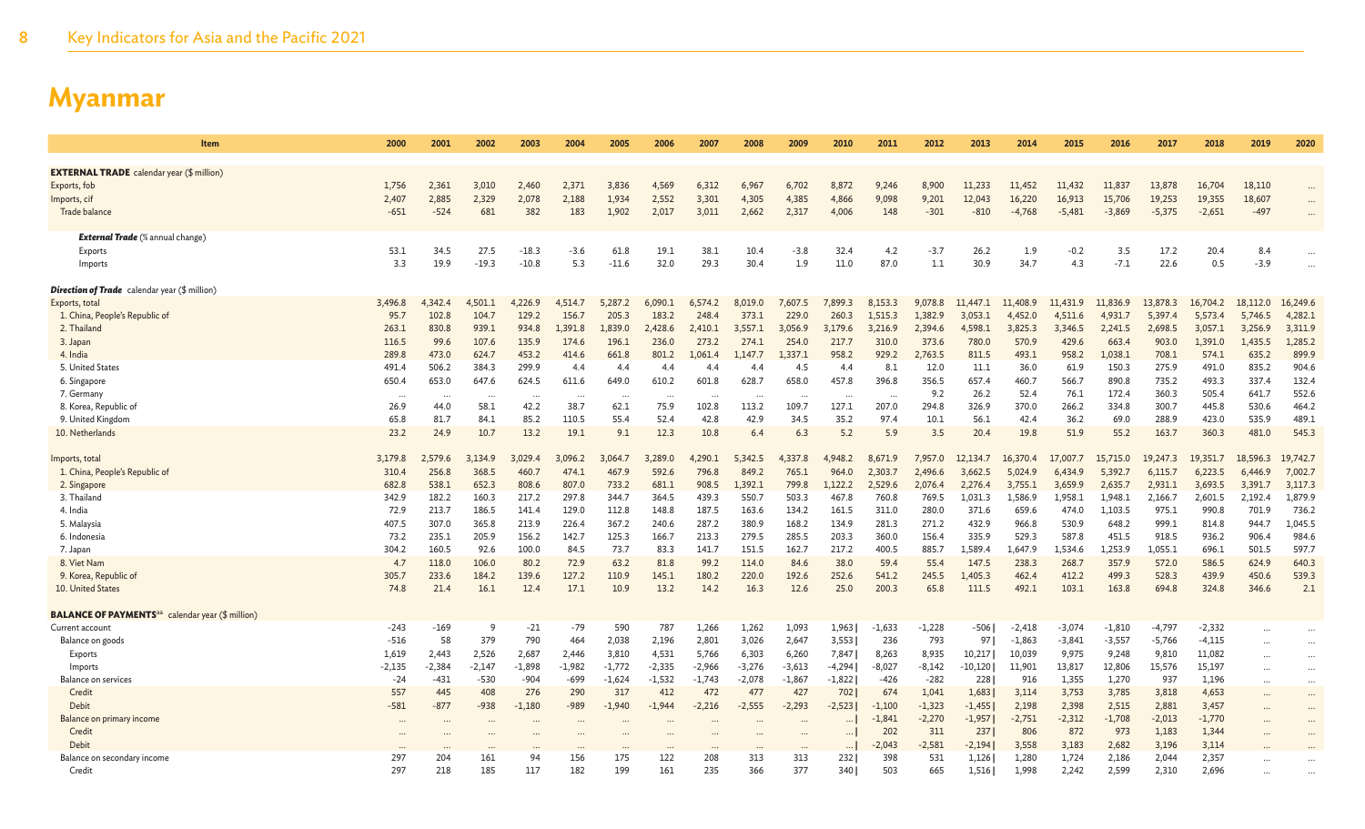# Myanmar

| Item | 2000 | 2001 | 2002 | 2003 | 2004 | 2005 | 2006 | 2007 | 2008 | 2009 | 2010 | 2011 | 2012 | 2013 | 2014 | 2015 | 2016 | 2017 | 2018 | 2019 | 2020 |
|---|---|---|---|---|---|---|---|---|---|---|---|---|---|---|---|---|---|---|---|---|---|
| **EXTERNAL TRADE** calendar year ($ million) | | | | | | | | | | | | | | | | | | | | | |
| Exports, fob | 1,756 | 2,361 | 3,010 | 2,460 | 2,371 | 3,836 | 4,569 | 6,312 | 6,967 | 6,702 | 8,872 | 9,246 | 8,900 | 11,233 | 11,452 | 11,432 | 11,837 | 13,878 | 16,704 | 18,110 | ... |
| Imports, cif | 2,407 | 2,885 | 2,329 | 2,078 | 2,188 | 1,934 | 2,552 | 3,301 | 4,305 | 4,385 | 4,866 | 9,098 | 9,201 | 12,043 | 16,220 | 16,913 | 15,706 | 19,253 | 19,355 | 18,607 | ... |
| Trade balance | -651 | -524 | 681 | 382 | 183 | 1,902 | 2,017 | 3,011 | 2,662 | 2,317 | 4,006 | 148 | -301 | -810 | -4,768 | -5,481 | -3,869 | -5,375 | -2,651 | -497 | ... |
| ***External Trade*** (% annual change) | | | | | | | | | | | | | | | | | | | | | |
| Exports | 53.1 | 34.5 | 27.5 | -18.3 | -3.6 | 61.8 | 19.1 | 38.1 | 10.4 | -3.8 | 32.4 | 4.2 | -3.7 | 26.2 | 1.9 | -0.2 | 3.5 | 17.2 | 20.4 | 8.4 | ... |
| Imports | 3.3 | 19.9 | -19.3 | -10.8 | 5.3 | -11.6 | 32.0 | 29.3 | 30.4 | 1.9 | 11.0 | 87.0 | 1.1 | 30.9 | 34.7 | 4.3 | -7.1 | 22.6 | 0.5 | -3.9 | ... |
| ***Direction of Trade*** calendar year ($ million) | | | | | | | | | | | | | | | | | | | | | |
| Exports, total | 3,496.8 | 4,342.4 | 4,501.1 | 4,226.9 | 4,514.7 | 5,287.2 | 6,090.1 | 6,574.2 | 8,019.0 | 7,607.5 | 7,899.3 | 8,153.3 | 9,078.8 | 11,447.1 | 11,408.9 | 11,431.9 | 11,836.9 | 13,878.3 | 16,704.2 | 18,112.0 | 16,249.6 |
| 1. China, People's Republic of | 95.7 | 102.8 | 104.7 | 129.2 | 156.7 | 205.3 | 183.2 | 248.4 | 373.1 | 229.0 | 260.3 | 1,515.3 | 1,382.9 | 3,053.1 | 4,452.0 | 4,511.6 | 4,931.7 | 5,397.4 | 5,573.4 | 5,746.5 | 4,282.1 |
| 2. Thailand | 263.1 | 830.8 | 939.1 | 934.8 | 1,391.8 | 1,839.0 | 2,428.6 | 2,410.1 | 3,557.1 | 3,056.9 | 3,179.6 | 3,216.9 | 2,394.6 | 4,598.1 | 3,825.3 | 3,346.5 | 2,241.5 | 2,698.5 | 3,057.1 | 3,256.9 | 3,311.9 |
| 3. Japan | 116.5 | 99.6 | 107.6 | 135.9 | 196.1 | 236.0 | 273.2 | 274.1 | 254.0 | 217.7 | 310.0 | 373.6 | 780.0 | 570.9 | 429.6 | 663.4 | 903.0 | 1,391.0 | 1,435.5 | 1,285.2 | |
| 4. India | 289.8 | 473.0 | 624.7 | 453.2 | 414.6 | 661.8 | 801.2 | 1,061.4 | 1,147.7 | 1,337.1 | 958.2 | 929.2 | 2,763.5 | 811.5 | 493.1 | 958.2 | 1,038.1 | 708.1 | 574.1 | 635.2 | 899.9 |
| 5. United States | 491.4 | 506.2 | 384.3 | 299.9 | 4.4 | 4.4 | 4.4 | 4.4 | 4.4 | 4.5 | 4.4 | 8.1 | 12.0 | 11.1 | 36.0 | 61.9 | 150.3 | 275.9 | 491.0 | 835.2 | 904.6 |
| 6. Singapore | 650.4 | 653.0 | 647.6 | 624.5 | 611.6 | 649.0 | 610.2 | 601.8 | 628.7 | 658.0 | 457.8 | 396.8 | 356.5 | 657.4 | 460.7 | 566.7 | 890.8 | 735.2 | 493.3 | 337.4 | 132.4 |
| 7. Germany | ... | ... | ... | ... | ... | ... | ... | ... | ... | ... | ... | ... | 9.2 | 26.2 | 52.4 | 76.1 | 172.4 | 360.3 | 505.4 | 641.7 | 552.6 |
| 8. Korea, Republic of | 26.9 | 44.0 | 58.1 | 42.2 | 38.7 | 62.1 | 75.9 | 102.8 | 113.2 | 109.7 | 127.1 | 207.0 | 294.8 | 326.9 | 370.0 | 266.2 | 334.8 | 300.7 | 445.8 | 530.6 | 464.2 |
| 9. United Kingdom | 65.8 | 81.7 | 84.1 | 85.2 | 110.5 | 55.4 | 52.4 | 42.8 | 42.9 | 34.5 | 35.2 | 97.4 | 10.1 | 56.1 | 42.4 | 36.2 | 69.0 | 288.9 | 423.0 | 535.9 | 489.1 |
| 10. Netherlands | 23.2 | 24.9 | 10.7 | 13.2 | 19.1 | 9.1 | 12.3 | 10.8 | 6.4 | 6.3 | 5.2 | 5.9 | 3.5 | 20.4 | 19.8 | 51.9 | 55.2 | 163.7 | 360.3 | 481.0 | 545.3 |
| Imports, total | 3,179.8 | 2,579.6 | 3,134.9 | 3,029.4 | 3,096.2 | 3,064.7 | 3,289.0 | 4,290.1 | 5,342.5 | 4,337.8 | 4,948.2 | 8,671.9 | 7,957.0 | 12,134.7 | 16,370.4 | 17,007.7 | 15,715.0 | 19,247.3 | 19,351.7 | 18,596.3 | 19,742.7 |
| 1. China, People's Republic of | 310.4 | 256.8 | 368.5 | 460.7 | 474.1 | 467.9 | 592.6 | 796.8 | 849.2 | 765.1 | 964.0 | 2,303.7 | 2,496.6 | 3,662.5 | 5,024.9 | 6,434.9 | 5,392.7 | 6,115.7 | 6,223.5 | 6,446.9 | 7,002.7 |
| 2. Singapore | 682.8 | 538.1 | 652.3 | 808.6 | 807.0 | 733.2 | 681.1 | 908.5 | 1,392.1 | 799.8 | 1,122.2 | 2,529.6 | 2,076.4 | 2,276.4 | 3,755.1 | 3,659.9 | 2,635.7 | 2,931.1 | 3,693.5 | 3,391.7 | 3,117.3 |
| 3. Thailand | 342.9 | 182.2 | 160.3 | 217.2 | 297.8 | 344.7 | 364.5 | 439.3 | 550.7 | 503.3 | 467.8 | 760.8 | 769.5 | 1,031.3 | 1,586.9 | 1,958.1 | 1,948.1 | 2,166.7 | 2,601.5 | 2,192.4 | 1,879.9 |
| 4. India | 72.9 | 213.7 | 186.5 | 141.4 | 129.0 | 112.8 | 148.8 | 187.5 | 163.6 | 134.2 | 161.5 | 311.0 | 280.0 | 371.6 | 659.6 | 474.0 | 1,103.5 | 975.1 | 990.8 | 701.9 | 736.2 |
| 5. Malaysia | 407.5 | 307.0 | 365.8 | 213.9 | 226.4 | 367.2 | 240.6 | 287.2 | 380.9 | 168.2 | 134.9 | 281.3 | 271.2 | 432.9 | 966.8 | 530.9 | 648.2 | 999.1 | 814.8 | 944.7 | 1,045.5 |
| 6. Indonesia | 73.2 | 235.1 | 205.9 | 156.2 | 142.7 | 125.3 | 166.7 | 213.3 | 279.5 | 285.5 | 203.3 | 360.0 | 156.4 | 335.9 | 529.3 | 587.8 | 451.5 | 918.5 | 936.2 | 906.4 | 984.6 |
| 7. Japan | 304.2 | 160.5 | 92.6 | 100.0 | 84.5 | 73.7 | 83.3 | 141.7 | 151.5 | 162.7 | 217.2 | 400.5 | 885.7 | 1,589.4 | 1,647.9 | 1,534.6 | 1,253.9 | 1,055.1 | 696.1 | 501.5 | 597.7 |
| 8. Viet Nam | 4.7 | 118.0 | 106.0 | 80.2 | 72.9 | 63.2 | 81.8 | 99.2 | 114.0 | 84.6 | 38.0 | 59.4 | 55.4 | 147.5 | 238.3 | 268.7 | 357.9 | 572.0 | 586.5 | 624.9 | 640.3 |
| 9. Korea, Republic of | 305.7 | 233.6 | 184.2 | 139.6 | 127.2 | 110.9 | 145.1 | 180.2 | 220.0 | 192.6 | 252.6 | 541.2 | 245.5 | 1,405.3 | 462.4 | 412.2 | 499.3 | 528.3 | 439.9 | 450.6 | 539.3 |
| 10. United States | 74.8 | 21.4 | 16.1 | 12.4 | 17.1 | 10.9 | 13.2 | 14.2 | 16.3 | 12.6 | 25.0 | 200.3 | 65.8 | 111.5 | 492.1 | 103.1 | 163.8 | 694.8 | 324.8 | 346.6 | 2.1 |
| **BALANCE OF PAYMENTS**[aa] calendar year ($ million) | | | | | | | | | | | | | | | | | | | | | |
| Current account | -243 | -169 | 9 | -21 | -79 | 590 | 787 | 1,266 | 1,262 | 1,093 | 1,963 \| | -1,633 | -1,228 | -506 \| | -2,418 | -3,074 | -1,810 | -4,797 | -2,332 | ... | ... |
| Balance on goods | -516 | 58 | 379 | 790 | 464 | 2,038 | 2,196 | 2,801 | 3,026 | 2,647 | 3,553 \| | 236 | 793 | 97 \| | -1,863 | -3,841 | -3,557 | -5,766 | -4,115 | ... | ... |
| Exports | 1,619 | 2,443 | 2,526 | 2,687 | 2,446 | 3,810 | 4,531 | 5,766 | 6,303 | 6,260 | 7,847 \| | 8,263 | 8,935 | 10,217 \| | 10,039 | 9,975 | 9,248 | 9,810 | 11,082 | ... | ... |
| Imports | -2,135 | -2,384 | -2,147 | -1,898 | -1,982 | -1,772 | -2,335 | -2,966 | -3,276 | -3,613 | -4,294 \| | -8,027 | -8,142 | -10,120 \| | 11,901 | 13,817 | 12,806 | 15,576 | 15,197 | ... | ... |
| Balance on services | -24 | -431 | -530 | -904 | -699 | -1,624 | -1,532 | -1,743 | -2,078 | -1,867 | -1,822 \| | -426 | -282 | 228 \| | 916 | 1,355 | 1,270 | 937 | 1,196 | ... | ... |
| Credit | 557 | 445 | 408 | 276 | 290 | 317 | 412 | 472 | 477 | 427 | 702 \| | 674 | 1,041 | 1,683 \| | 3,114 | 3,753 | 3,785 | 3,818 | 4,653 | ... | ... |
| Debit | -581 | -877 | -938 | -1,180 | -989 | -1,940 | -1,944 | -2,216 | -2,555 | -2,293 | -2,523 \| | -1,100 | -1,323 | -1,455 \| | 2,198 | 2,398 | 2,515 | 2,881 | 3,457 | ... | ... |
| Balance on primary income | ... | ... | ... | ... | ... | ... | ... | ... | ... | ... | ... \| | -1,841 | -2,270 | -1,957 \| | -2,751 | -2,312 | -1,708 | -2,013 | -1,770 | ... | ... |
| Credit | ... | ... | ... | ... | ... | ... | ... | ... | ... | ... | ... \| | 202 | 311 | 237 \| | 806 | 872 | 973 | 1,183 | 1,344 | ... | ... |
| Debit | ... | ... | ... | ... | ... | ... | ... | ... | ... | ... | ... \| | -2,043 | -2,581 | -2,194 \| | 3,558 | 3,183 | 2,682 | 3,196 | 3,114 | ... | ... |
| Balance on secondary income | 297 | 204 | 161 | 94 | 156 | 175 | 122 | 208 | 313 | 313 | 232 \| | 398 | 531 | 1,126 \| | 1,280 | 1,724 | 2,186 | 2,044 | 2,357 | ... | ... |
| Credit | 297 | 218 | 185 | 117 | 182 | 199 | 161 | 235 | 366 | 377 | 340 \| | 503 | 665 | 1,516 \| | 1,998 | 2,242 | 2,599 | 2,310 | 2,696 | ... | ... |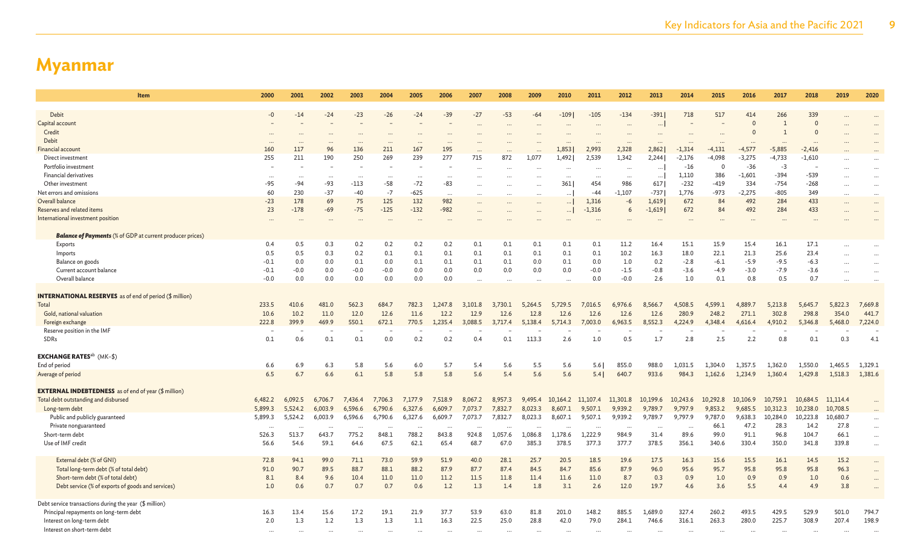# Myanmar

| Item | 2000 | 2001 | 2002 | 2003 | 2004 | 2005 | 2006 | 2007 | 2008 | 2009 | 2010 | 2011 | 2012 | 2013 | 2014 | 2015 | 2016 | 2017 | 2018 | 2019 | 2020 |
|---|---|---|---|---|---|---|---|---|---|---|---|---|---|---|---|---|---|---|---|---|---|
| Debit | -0 | -14 | -24 | -23 | -26 | -24 | -39 | -27 | -53 | -64 | -109 | -105 | -134 | -391 | 718 | 517 | 414 | 266 | 339 | ... | ... |
| Capital account | – | – | – | – | – | – | – | ... | ... | ... | ... | ... | ... | ... | – | – | 0 | 1 | 0 | ... | ... |
| Credit | ... | ... | ... | ... | ... | ... | ... | ... | ... | ... | ... | ... | ... | ... | ... | ... | 0 | 1 | 0 | ... | ... |
| Debit | ... | ... | ... | ... | ... | ... | ... | ... | ... | ... | ... | ... | ... | ... | ... | ... | ... | ... | ... | ... | ... |
| Financial account | 160 | 117 | 96 | 136 | 211 | 167 | 195 | ... | ... | ... | 1,853 | 2,993 | 2,328 | 2,862 | -1,314 | -4,131 | -4,577 | -5,885 | -2,416 | ... | ... |
| Direct investment | 255 | 211 | 190 | 250 | 269 | 239 | 277 | 715 | 872 | 1,077 | 1,492 | 2,539 | 1,342 | 2,244 | -2,176 | -4,098 | -3,275 | -4,733 | -1,610 | ... | ... |
| Portfolio investment | – | – | – | – | – | – | – | ... | ... | ... | ... | ... | ... | ... | -16 | 0 | -36 | -3 | – | ... | ... |
| Financial derivatives | ... | ... | ... | ... | ... | ... | ... | ... | ... | ... | ... | ... | ... | ... | 1,110 | 386 | -1,601 | -394 | -539 | ... | ... |
| Other investment | -95 | -94 | -93 | -113 | -58 | -72 | -83 | ... | ... | ... | 361 | 454 | 986 | 617 | -232 | -419 | 334 | -754 | -268 | ... | ... |
| Net errors and omissions | 60 | 230 | -37 | -40 | -7 | -625 | ... | ... | ... | ... | ... | -44 | -1,107 | -737 | 1,776 | -973 | -2,275 | -805 | 349 | ... | ... |
| Overall balance | -23 | 178 | 69 | 75 | 125 | 132 | 982 | ... | ... | ... | ... | 1,316 | -6 | 1,619 | 672 | 84 | 492 | 284 | 433 | ... | ... |
| Reserves and related items | 23 | -178 | -69 | -75 | -125 | -132 | -982 | ... | ... | ... | ... | -1,316 | 6 | -1,619 | 672 | 84 | 492 | 284 | 433 | ... | ... |
| International investment position | ... | ... | ... | ... | ... | ... | ... | ... | ... | ... | ... | ... | ... | ... | ... | ... | ... | ... | ... | ... | ... |
| ***Balance of Payments*** *(% of GDP at current producer prices)* | | | | | | | | | | | | | | | | | | | | | |
| Exports | 0.4 | 0.5 | 0.3 | 0.2 | 0.2 | 0.2 | 0.2 | 0.1 | 0.1 | 0.1 | 0.1 | 0.1 | 11.2 | 16.4 | 15.1 | 15.9 | 15.4 | 16.1 | 17.1 | ... | ... |
| Imports | 0.5 | 0.5 | 0.3 | 0.2 | 0.1 | 0.1 | 0.1 | 0.1 | 0.1 | 0.1 | 0.1 | 0.1 | 10.2 | 16.3 | 18.0 | 22.1 | 21.3 | 25.6 | 23.4 | ... | ... |
| Balance on goods | -0.1 | 0.0 | 0.0 | 0.1 | 0.0 | 0.1 | 0.1 | 0.1 | 0.1 | 0.0 | 0.1 | 0.0 | 1.0 | 0.2 | -2.8 | -6.1 | -5.9 | -9.5 | -6.3 | ... | ... |
| Current account balance | -0.1 | -0.0 | 0.0 | -0.0 | -0.0 | 0.0 | 0.0 | 0.0 | 0.0 | 0.0 | 0.0 | -0.0 | -1.5 | -0.8 | -3.6 | -4.9 | -3.0 | -7.9 | -3.6 | ... | ... |
| Overall balance | -0.0 | 0.0 | 0.0 | 0.0 | 0.0 | 0.0 | 0.0 | ... | ... | ... | ... | 0.0 | -0.0 | 2.6 | 1.0 | 0.1 | 0.8 | 0.5 | 0.7 | ... | ... |
| **INTERNATIONAL RESERVES** as of end of period ($ million) | | | | | | | | | | | | | | | | | | | | | |
| Total | 233.5 | 410.6 | 481.0 | 562.3 | 684.7 | 782.3 | 1,247.8 | 3,101.8 | 3,730.1 | 5,264.5 | 5,729.5 | 7,016.5 | 6,976.6 | 8,566.7 | 4,508.5 | 4,599.1 | 4,889.7 | 5,213.8 | 5,645.7 | 5,822.3 | 7,669.8 |
| Gold, national valuation | 10.6 | 10.2 | 11.0 | 12.0 | 12.6 | 11.6 | 12.2 | 12.9 | 12.6 | 12.8 | 12.6 | 12.6 | 12.6 | 12.6 | 280.9 | 248.2 | 271.1 | 302.8 | 298.8 | 354.0 | 441.7 |
| Foreign exchange | 222.8 | 399.9 | 469.9 | 550.1 | 672.1 | 770.5 | 1,235.4 | 3,088.5 | 3,717.4 | 5,138.4 | 5,714.3 | 7,003.0 | 6,963.5 | 8,552.3 | 4,224.9 | 4,348.4 | 4,616.4 | 4,910.2 | 5,346.8 | 5,468.0 | 7,224.0 |
| Reserve position in the IMF | – | – | – | – | – | – | – | – | – | – | – | – | – | – | – | – | – | – | – | – | – |
| SDRs | 0.1 | 0.6 | 0.1 | 0.1 | 0.0 | 0.2 | 0.2 | 0.4 | 0.1 | 113.3 | 2.6 | 1.0 | 0.5 | 1.7 | 2.8 | 2.5 | 2.2 | 0.8 | 0.1 | 0.3 | 4.1 |
| **EXCHANGE RATES**[ab] (MK–$) | | | | | | | | | | | | | | | | | | | | | |
| End of period | 6.6 | 6.9 | 6.3 | 5.8 | 5.6 | 6.0 | 5.7 | 5.4 | 5.6 | 5.5 | 5.6 | 5.6 | 855.0 | 988.0 | 1,031.5 | 1,304.0 | 1,357.5 | 1,362.0 | 1,550.0 | 1,465.5 | 1,329.1 |
| Average of period | 6.5 | 6.7 | 6.6 | 6.1 | 5.8 | 5.8 | 5.8 | 5.6 | 5.4 | 5.6 | 5.6 | 5.4 | 640.7 | 933.6 | 984.3 | 1,162.6 | 1,234.9 | 1,360.4 | 1,429.8 | 1,518.3 | 1,381.6 |
| **EXTERNAL INDEBTEDNESS** as of end of year ($ million) | | | | | | | | | | | | | | | | | | | | | |
| Total debt outstanding and disbursed | 6,482.2 | 6,092.5 | 6,706.7 | 7,436.4 | 7,706.3 | 7,177.9 | 7,518.9 | 8,067.2 | 8,957.3 | 9,495.4 | 10,164.2 | 11,107.4 | 11,301.8 | 10,199.6 | 10,243.6 | 10,292.8 | 10,106.9 | 10,759.1 | 10,684.5 | 11,114.4 | ... |
| Long-term debt | 5,899.3 | 5,524.2 | 6,003.9 | 6,596.6 | 6,790.6 | 6,327.6 | 6,609.7 | 7,073.7 | 7,832.7 | 8,023.3 | 8,607.1 | 9,507.1 | 9,939.2 | 9,789.7 | 9,797.9 | 9,853.2 | 9,685.5 | 10,312.3 | 10,238.0 | 10,708.5 | ... |
| Public and publicly guaranteed | 5,899.3 | 5,524.2 | 6,003.9 | 6,596.6 | 6,790.6 | 6,327.6 | 6,609.7 | 7,073.7 | 7,832.7 | 8,023.3 | 8,607.1 | 9,507.1 | 9,939.2 | 9,789.7 | 9,797.9 | 9,787.0 | 9,638.3 | 10,284.0 | 10,223.8 | 10,680.7 | ... |
| Private nonguaranteed | ... | ... | ... | ... | ... | ... | ... | ... | ... | ... | ... | ... | ... | ... | ... | 66.1 | 47.2 | 28.3 | 14.2 | 27.8 | ... |
| Short-term debt | 526.3 | 513.7 | 643.7 | 775.2 | 848.1 | 788.2 | 843.8 | 924.8 | 1,057.6 | 1,086.8 | 1,178.6 | 1,222.9 | 984.9 | 31.4 | 89.6 | 99.0 | 91.1 | 96.8 | 104.7 | 66.1 | ... |
| Use of IMF credit | 56.6 | 54.6 | 59.1 | 64.6 | 67.5 | 62.1 | 65.4 | 68.7 | 67.0 | 385.3 | 378.5 | 377.3 | 377.7 | 378.5 | 356.1 | 340.6 | 330.4 | 350.0 | 341.8 | 339.8 | ... |
| External debt (% of GNI) | 72.8 | 94.1 | 99.0 | 71.1 | 73.0 | 59.9 | 51.9 | 40.0 | 28.1 | 25.7 | 20.5 | 18.5 | 19.6 | 17.5 | 16.3 | 15.6 | 15.5 | 16.1 | 14.5 | 15.2 | ... |
| Total long-term debt (% of total debt) | 91.0 | 90.7 | 89.5 | 88.7 | 88.1 | 88.2 | 87.9 | 87.7 | 87.4 | 84.5 | 84.7 | 85.6 | 87.9 | 96.0 | 95.6 | 95.7 | 95.8 | 95.8 | 95.8 | 96.3 | ... |
| Short-term debt (% of total debt) | 8.1 | 8.4 | 9.6 | 10.4 | 11.0 | 11.0 | 11.2 | 11.5 | 11.8 | 11.4 | 11.6 | 11.0 | 8.7 | 0.3 | 0.9 | 1.0 | 0.9 | 0.9 | 1.0 | 0.6 | ... |
| Debt service (% of exports of goods and services) | 1.0 | 0.6 | 0.7 | 0.7 | 0.7 | 0.6 | 1.2 | 1.3 | 1.4 | 1.8 | 3.1 | 2.6 | 12.0 | 19.7 | 4.6 | 3.6 | 5.5 | 4.4 | 4.9 | 3.8 | ... |
| Debt service transactions during the year ($ million) | | | | | | | | | | | | | | | | | | | | | |
| Principal repayments on long-term debt | 16.3 | 13.4 | 15.6 | 17.2 | 19.1 | 21.9 | 37.7 | 53.9 | 63.0 | 81.8 | 201.0 | 148.2 | 885.5 | 1,689.0 | 327.4 | 260.2 | 493.5 | 429.5 | 529.9 | 501.0 | 794.7 |
| Interest on long-term debt | 2.0 | 1.3 | 1.2 | 1.3 | 1.3 | 1.1 | 16.3 | 22.5 | 25.0 | 28.8 | 42.0 | 79.0 | 284.1 | 746.6 | 316.1 | 263.3 | 280.0 | 225.7 | 308.9 | 207.4 | 198.9 |
| Interest on short-term debt | ... | ... | ... | ... | ... | ... | ... | ... | ... | ... | ... | ... | ... | ... | ... | ... | ... | ... | ... | ... | ... |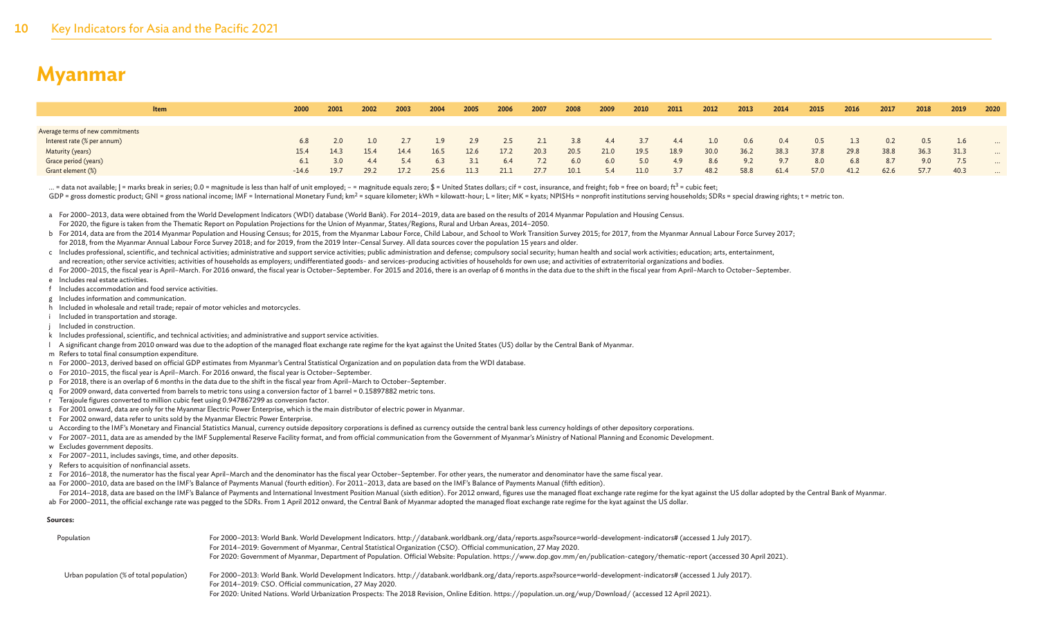# Myanmar

| Item | 2000 | 2001 | 2002 | 2003 | 2004 | 2005 | 2006 | 2007 | 2008 | 2009 | 2010 | 2011 | 2012 | 2013 | 2014 | 2015 | 2016 | 2017 | 2018 | 2019 | 2020 |
|---|---|---|---|---|---|---|---|---|---|---|---|---|---|---|---|---|---|---|---|---|---|
| Average terms of new commitments | | | | | | | | | | | | | | | | | | | | | |
| Interest rate (% per annum) | 6.8 | 2.0 | 1.0 | 2.7 | 1.9 | 2.9 | 2.5 | 2.1 | 3.8 | 4.4 | 3.7 | 4.4 | 1.0 | 0.6 | 0.4 | 0.5 | 1.3 | 0.2 | 0.5 | 1.6 | … |
| Maturity (years) | 15.4 | 14.3 | 15.4 | 14.4 | 16.5 | 12.6 | 17.2 | 20.3 | 20.5 | 21.0 | 19.5 | 18.9 | 30.0 | 36.2 | 38.3 | 37.8 | 29.8 | 38.8 | 36.3 | 31.3 | … |
| Grace period (years) | 6.1 | 3.0 | 4.4 | 5.4 | 6.3 | 3.1 | 6.4 | 7.2 | 6.0 | 6.0 | 5.0 | 4.9 | 8.6 | 9.2 | 9.7 | 8.0 | 6.8 | 8.7 | 9.0 | 7.5 | … |
| Grant element (%) | -14.6 | 19.7 | 29.2 | 17.2 | 25.6 | 11.3 | 21.1 | 27.7 | 10.1 | 5.4 | 11.0 | 3.7 | 48.2 | 58.8 | 61.4 | 57.0 | 41.2 | 62.6 | 57.7 | 40.3 | … |

… = data not available; | = marks break in series; 0.0 = magnitude is less than half of unit employed; – = magnitude equals zero; $ = United States dollars; cif = cost, insurance, and freight; fob = free on board; $ft^3$ = cubic feet;
GDP = gross domestic product; GNI = gross national income; IMF = International Monetary Fund; $km^2$ = square kilometer; kWh = kilowatt-hour; L = liter; MK = kyats; NPISHs = nonprofit institutions serving households; SDRs = special drawing rights; t = metric ton.

a For 2000–2013, data were obtained from the World Development Indicators (WDI) database (World Bank). For 2014–2019, data are based on the results of 2014 Myanmar Population and Housing Census.
For 2020, the figure is taken from the Thematic Report on Population Projections for the Union of Myanmar, States/Regions, Rural and Urban Areas, 2014–2050.
b For 2014, data are from the 2014 Myanmar Population and Housing Census; for 2015, from the Myanmar Labour Force, Child Labour, and School to Work Transition Survey 2015; for 2017, from the Myanmar Annual Labour Force Survey 2017;
for 2018, from the Myanmar Annual Labour Force Survey 2018; and for 2019, from the 2019 Inter-Censal Survey. All data sources cover the population 15 years and older.
c Includes professional, scientific, and technical activities; administrative and support service activities; public administration and defense; compulsory social security; human health and social work activities; education; arts, entertainment,
and recreation; other service activities; activities of households as employers; undifferentiated goods- and services-producing activities of households for own use; and activities of extraterritorial organizations and bodies.
d For 2000–2015, the fiscal year is April–March. For 2016 onward, the fiscal year is October–September. For 2015 and 2016, there is an overlap of 6 months in the data due to the shift in the fiscal year from April–March to October–September.
e Includes real estate activities.
f Includes accommodation and food service activities.
g Includes information and communication.
h Included in wholesale and retail trade; repair of motor vehicles and motorcycles.
i Included in transportation and storage.
j Included in construction.
k Includes professional, scientific, and technical activities; and administrative and support service activities.
l A significant change from 2010 onward was due to the adoption of the managed float exchange rate regime for the kyat against the United States (US) dollar by the Central Bank of Myanmar.
m Refers to total final consumption expenditure.
n For 2000–2013, derived based on official GDP estimates from Myanmar's Central Statistical Organization and on population data from the WDI database.
o For 2010–2015, the fiscal year is April–March. For 2016 onward, the fiscal year is October–September.
p For 2018, there is an overlap of 6 months in the data due to the shift in the fiscal year from April–March to October–September.
q For 2009 onward, data converted from barrels to metric tons using a conversion factor of 1 barrel = 0.15897882 metric tons.
r Terajoule figures converted to million cubic feet using 0.947867299 as conversion factor.
s For 2001 onward, data are only for the Myanmar Electric Power Enterprise, which is the main distributor of electric power in Myanmar.
t For 2002 onward, data refer to units sold by the Myanmar Electric Power Enterprise.
u According to the IMF's Monetary and Financial Statistics Manual, currency outside depository corporations is defined as currency outside the central bank less currency holdings of other depository corporations.
v For 2007–2011, data are as amended by the IMF Supplemental Reserve Facility format, and from official communication from the Government of Myanmar's Ministry of National Planning and Economic Development.
w Excludes government deposits.
x For 2007–2011, includes savings, time, and other deposits.
y Refers to acquisition of nonfinancial assets.
z For 2016–2018, the numerator has the fiscal year April–March and the denominator has the fiscal year October–September. For other years, the numerator and denominator have the same fiscal year.
aa For 2000–2010, data are based on the IMF's Balance of Payments Manual (fourth edition). For 2011–2013, data are based on the IMF's Balance of Payments Manual (fifth edition).
For 2014–2018, data are based on the IMF's Balance of Payments and International Investment Position Manual (sixth edition). For 2012 onward, figures use the managed float exchange rate regime for the kyat against the US dollar adopted by the Central Bank of Myanmar.
ab For 2000–2011, the official exchange rate was pegged to the SDRs. From 1 April 2012 onward, the Central Bank of Myanmar adopted the managed float exchange rate regime for the kyat against the US dollar.

**Sources:**

| | |
|---|---|
| Population | For 2000–2013: World Bank. World Development Indicators. http://databank.worldbank.org/data/reports.aspx?source=world-development-indicators# (accessed 1 July 2017). For 2014–2019: Government of Myanmar, Central Statistical Organization (CSO). Official communication, 27 May 2020. For 2020: Government of Myanmar, Department of Population. Official Website: Population. https://www.dop.gov.mm/en/publication-category/thematic-report (accessed 30 April 2021). |
| Urban population (% of total population) | For 2000–2013: World Bank. World Development Indicators. http://databank.worldbank.org/data/reports.aspx?source=world-development-indicators# (accessed 1 July 2017). For 2014–2019: CSO. Official communication, 27 May 2020. For 2020: United Nations. World Urbanization Prospects: The 2018 Revision, Online Edition. https://population.un.org/wup/Download/ (accessed 12 April 2021). |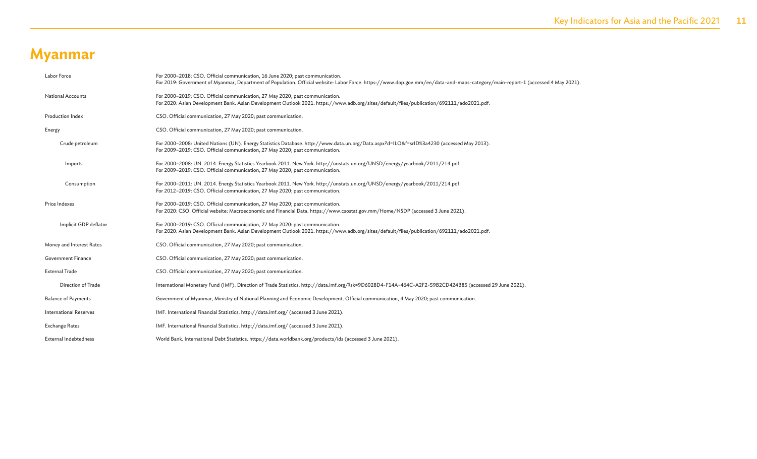# Myanmar

| | |
|---|---|
| Labor Force | For 2000–2018: CSO. Official communication, 16 June 2020; past communication.<br>For 2019: Government of Myanmar, Department of Population. Official website: Labor Force. https://www.dop.gov.mm/en/data-and-maps-category/main-report-1 (accessed 4 May 2021). |
| National Accounts | For 2000–2019: CSO. Official communication, 27 May 2020; past communication.<br>For 2020: Asian Development Bank. Asian Development Outlook 2021. https://www.adb.org/sites/default/files/publication/692111/ado2021.pdf. |
| Production Index | CSO. Official communication, 27 May 2020; past communication. |
| Energy | CSO. Official communication, 27 May 2020; past communication. |
| Crude petroleum | For 2000–2008: United Nations (UN). Energy Statistics Database. http://www.data.un.org/Data.aspx?d=ILO&f=srID%3a4230 (accessed May 2013).<br>For 2009–2019: CSO. Official communication, 27 May 2020; past communication. |
| Imports | For 2000–2008: UN. 2014. Energy Statistics Yearbook 2011. New York. http://unstats.un.org/UNSD/energy/yearbook/2011/214.pdf.<br>For 2009–2019: CSO. Official communication, 27 May 2020; past communication. |
| Consumption | For 2000–2011: UN. 2014. Energy Statistics Yearbook 2011. New York. http://unstats.un.org/UNSD/energy/yearbook/2011/214.pdf.<br>For 2012–2019: CSO. Official communication, 27 May 2020; past communication. |
| Price Indexes | For 2000–2019: CSO. Official communication, 27 May 2020; past communication.<br>For 2020: CSO. Official website: Macroeconomic and Financial Data. https://www.csostat.gov.mm/Home/NSDP (accessed 3 June 2021). |
| Implicit GDP deflator | For 2000–2019: CSO. Official communication, 27 May 2020; past communication.<br>For 2020: Asian Development Bank. Asian Development Outlook 2021. https://www.adb.org/sites/default/files/publication/692111/ado2021.pdf. |
| Money and Interest Rates | CSO. Official communication, 27 May 2020; past communication. |
| Government Finance | CSO. Official communication, 27 May 2020; past communication. |
| External Trade | CSO. Official communication, 27 May 2020; past communication. |
| Direction of Trade | International Monetary Fund (IMF). Direction of Trade Statistics. http://data.imf.org/?sk=9D6028D4-F14A-464C-A2F2-59B2CD424B85 (accessed 29 June 2021). |
| Balance of Payments | Government of Myanmar, Ministry of National Planning and Economic Development. Official communication, 4 May 2020; past communication. |
| International Reserves | IMF. International Financial Statistics. http://data.imf.org/ (accessed 3 June 2021). |
| Exchange Rates | IMF. International Financial Statistics. http://data.imf.org/ (accessed 3 June 2021). |
| External Indebtedness | World Bank. International Debt Statistics. https://data.worldbank.org/products/ids (accessed 3 June 2021). |